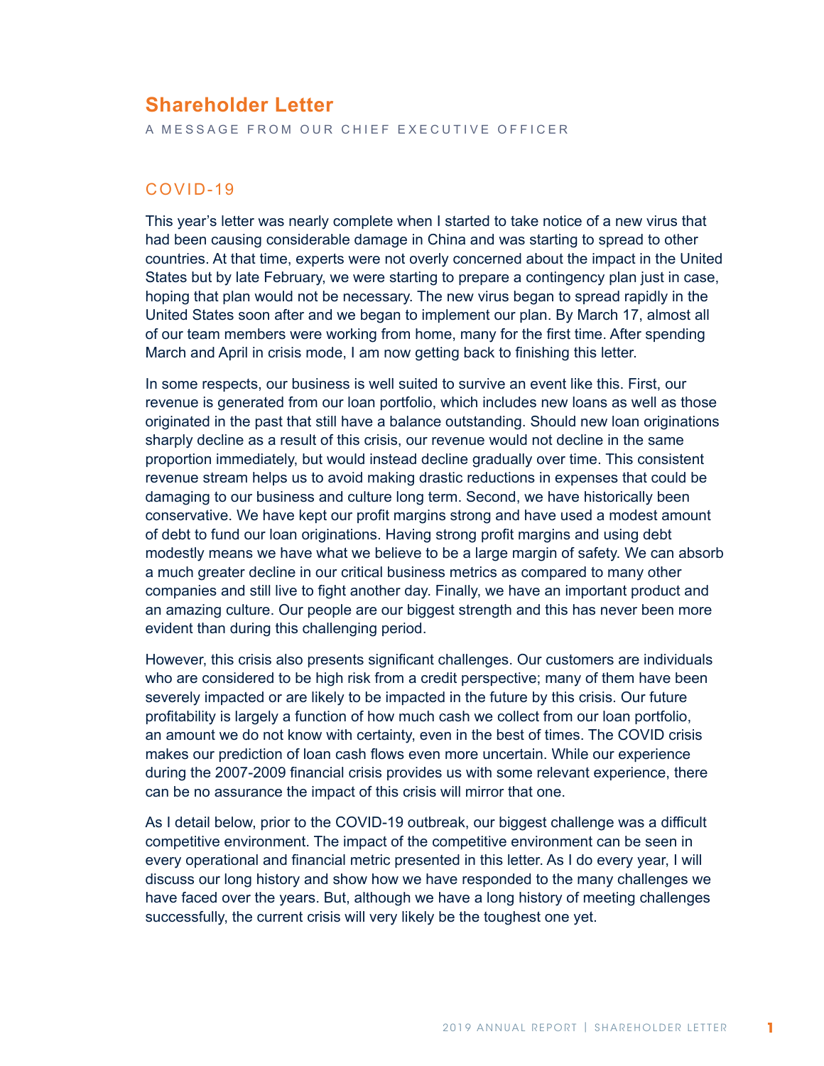# Shareholder Letter

A MESSAGE FROM OUR CHIEF EXECUTIVE OFFICER

## COVID-19

This year's letter was nearly complete when I started to take notice of a new virus that had been causing considerable damage in China and was starting to spread to other countries. At that time, experts were not overly concerned about the impact in the United States but by late February, we were starting to prepare a contingency plan just in case, hoping that plan would not be necessary. The new virus began to spread rapidly in the United States soon after and we began to implement our plan. By March 17, almost all of our team members were working from home, many for the first time. After spending March and April in crisis mode, I am now getting back to finishing this letter.

In some respects, our business is well suited to survive an event like this. First, our revenue is generated from our loan portfolio, which includes new loans as well as those originated in the past that still have a balance outstanding. Should new loan originations sharply decline as a result of this crisis, our revenue would not decline in the same proportion immediately, but would instead decline gradually over time. This consistent revenue stream helps us to avoid making drastic reductions in expenses that could be damaging to our business and culture long term. Second, we have historically been conservative. We have kept our profit margins strong and have used a modest amount of debt to fund our loan originations. Having strong profit margins and using debt modestly means we have what we believe to be a large margin of safety. We can absorb a much greater decline in our critical business metrics as compared to many other companies and still live to fight another day. Finally, we have an important product and an amazing culture. Our people are our biggest strength and this has never been more evident than during this challenging period.

However, this crisis also presents significant challenges. Our customers are individuals who are considered to be high risk from a credit perspective; many of them have been severely impacted or are likely to be impacted in the future by this crisis. Our future profitability is largely a function of how much cash we collect from our loan portfolio, an amount we do not know with certainty, even in the best of times. The COVID crisis makes our prediction of loan cash flows even more uncertain. While our experience during the 2007-2009 financial crisis provides us with some relevant experience, there can be no assurance the impact of this crisis will mirror that one.

As I detail below, prior to the COVID-19 outbreak, our biggest challenge was a difficult competitive environment. The impact of the competitive environment can be seen in every operational and financial metric presented in this letter. As I do every year, I will discuss our long history and show how we have responded to the many challenges we have faced over the years. But, although we have a long history of meeting challenges successfully, the current crisis will very likely be the toughest one yet.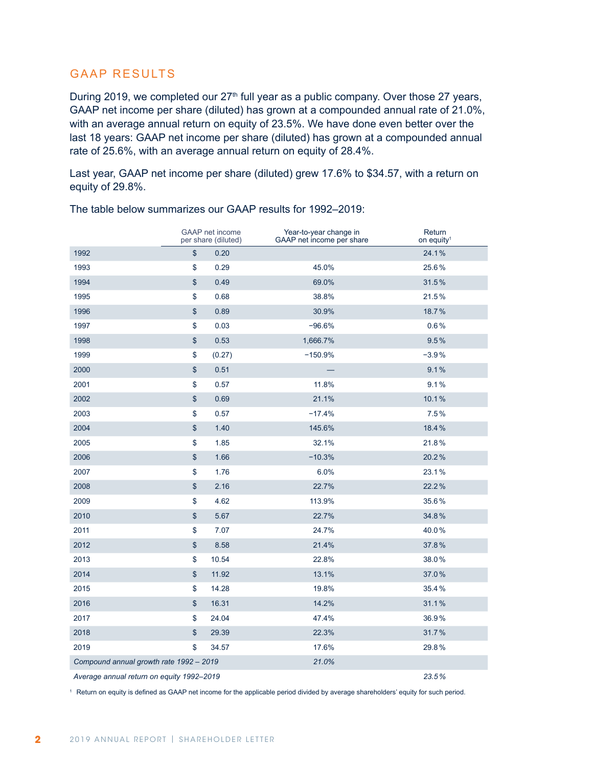## GAAP RESULTS

During 2019, we completed our 27th full year as a public company. Over those 27 years, GAAP net income per share (diluted) has grown at a compounded annual rate of 21.0%, with an average annual return on equity of 23.5%. We have done even better over the last 18 years: GAAP net income per share (diluted) has grown at a compounded annual rate of 25.6%, with an average annual return on equity of 28.4%.

Last year, GAAP net income per share (diluted) grew 17.6% to $34.57, with a return on equity of 29.8%.

The table below summarizes our GAAP results for 1992–2019:

| | GAAP net income per share (diluted) | Year-to-year change in GAAP net income per share | Return on equity[1] |
|---|---|---|---|
| 1992 | $ 0.20 | | 24.1% |
| 1993 | $ 0.29 | 45.0% | 25.6% |
| 1994 | $ 0.49 | 69.0% | 31.5% |
| 1995 | $ 0.68 | 38.8% | 21.5% |
| 1996 | $ 0.89 | 30.9% | 18.7% |
| 1997 | $ 0.03 | −96.6% | 0.6% |
| 1998 | $ 0.53 | 1,666.7% | 9.5% |
| 1999 | $ (0.27) | −150.9% | −3.9% |
| 2000 | $ 0.51 | — | 9.1% |
| 2001 | $ 0.57 | 11.8% | 9.1% |
| 2002 | $ 0.69 | 21.1% | 10.1% |
| 2003 | $ 0.57 | −17.4% | 7.5% |
| 2004 | $ 1.40 | 145.6% | 18.4% |
| 2005 | $ 1.85 | 32.1% | 21.8% |
| 2006 | $ 1.66 | −10.3% | 20.2% |
| 2007 | $ 1.76 | 6.0% | 23.1% |
| 2008 | $ 2.16 | 22.7% | 22.2% |
| 2009 | $ 4.62 | 113.9% | 35.6% |
| 2010 | $ 5.67 | 22.7% | 34.8% |
| 2011 | $ 7.07 | 24.7% | 40.0% |
| 2012 | $ 8.58 | 21.4% | 37.8% |
| 2013 | $ 10.54 | 22.8% | 38.0% |
| 2014 | $ 11.92 | 13.1% | 37.0% |
| 2015 | $ 14.28 | 19.8% | 35.4% |
| 2016 | $ 16.31 | 14.2% | 31.1% |
| 2017 | $ 24.04 | 47.4% | 36.9% |
| 2018 | $ 29.39 | 22.3% | 31.7% |
| 2019 | $ 34.57 | 17.6% | 29.8% |
| *Compound annual growth rate 1992 – 2019* | | *21.0%* | |
| *Average annual return on equity 1992–2019* | | | *23.5%* |

[1] Return on equity is defined as GAAP net income for the applicable period divided by average shareholders' equity for such period.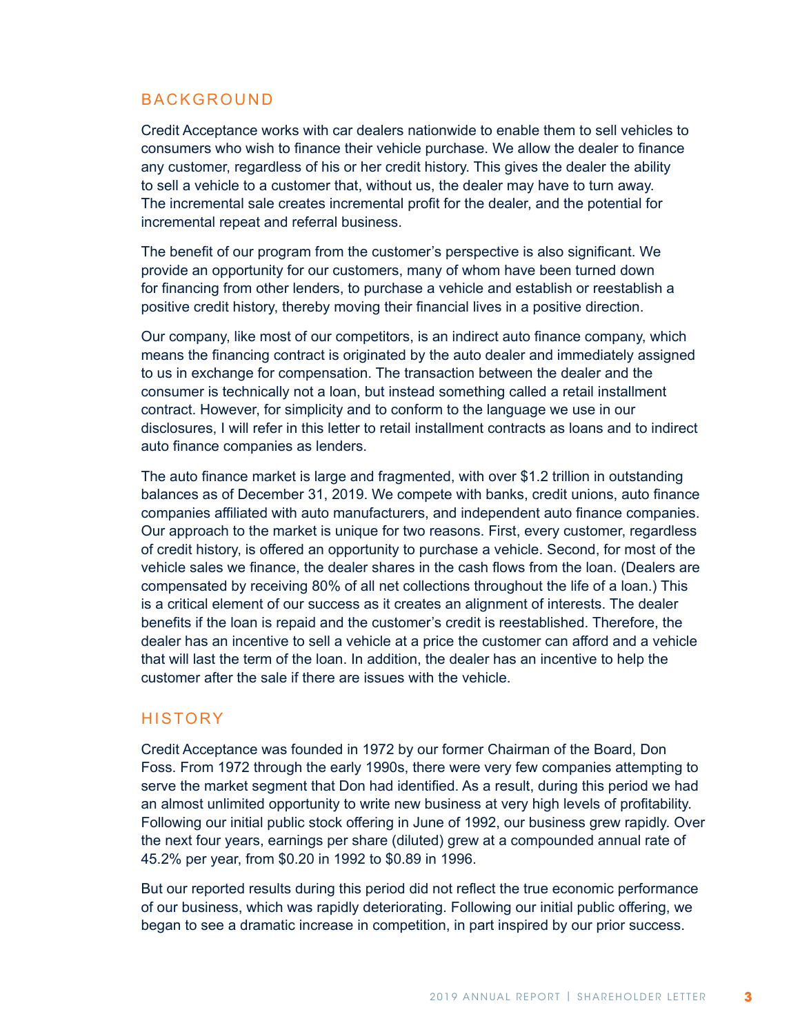## BACKGROUND

Credit Acceptance works with car dealers nationwide to enable them to sell vehicles to consumers who wish to finance their vehicle purchase. We allow the dealer to finance any customer, regardless of his or her credit history. This gives the dealer the ability to sell a vehicle to a customer that, without us, the dealer may have to turn away. The incremental sale creates incremental profit for the dealer, and the potential for incremental repeat and referral business.

The benefit of our program from the customer's perspective is also significant. We provide an opportunity for our customers, many of whom have been turned down for financing from other lenders, to purchase a vehicle and establish or reestablish a positive credit history, thereby moving their financial lives in a positive direction.

Our company, like most of our competitors, is an indirect auto finance company, which means the financing contract is originated by the auto dealer and immediately assigned to us in exchange for compensation. The transaction between the dealer and the consumer is technically not a loan, but instead something called a retail installment contract. However, for simplicity and to conform to the language we use in our disclosures, I will refer in this letter to retail installment contracts as loans and to indirect auto finance companies as lenders.

The auto finance market is large and fragmented, with over $1.2 trillion in outstanding balances as of December 31, 2019. We compete with banks, credit unions, auto finance companies affiliated with auto manufacturers, and independent auto finance companies. Our approach to the market is unique for two reasons. First, every customer, regardless of credit history, is offered an opportunity to purchase a vehicle. Second, for most of the vehicle sales we finance, the dealer shares in the cash flows from the loan. (Dealers are compensated by receiving 80% of all net collections throughout the life of a loan.) This is a critical element of our success as it creates an alignment of interests. The dealer benefits if the loan is repaid and the customer's credit is reestablished. Therefore, the dealer has an incentive to sell a vehicle at a price the customer can afford and a vehicle that will last the term of the loan. In addition, the dealer has an incentive to help the customer after the sale if there are issues with the vehicle.

## HISTORY

Credit Acceptance was founded in 1972 by our former Chairman of the Board, Don Foss. From 1972 through the early 1990s, there were very few companies attempting to serve the market segment that Don had identified. As a result, during this period we had an almost unlimited opportunity to write new business at very high levels of profitability. Following our initial public stock offering in June of 1992, our business grew rapidly. Over the next four years, earnings per share (diluted) grew at a compounded annual rate of 45.2% per year, from $0.20 in 1992 to $0.89 in 1996.

But our reported results during this period did not reflect the true economic performance of our business, which was rapidly deteriorating. Following our initial public offering, we began to see a dramatic increase in competition, in part inspired by our prior success.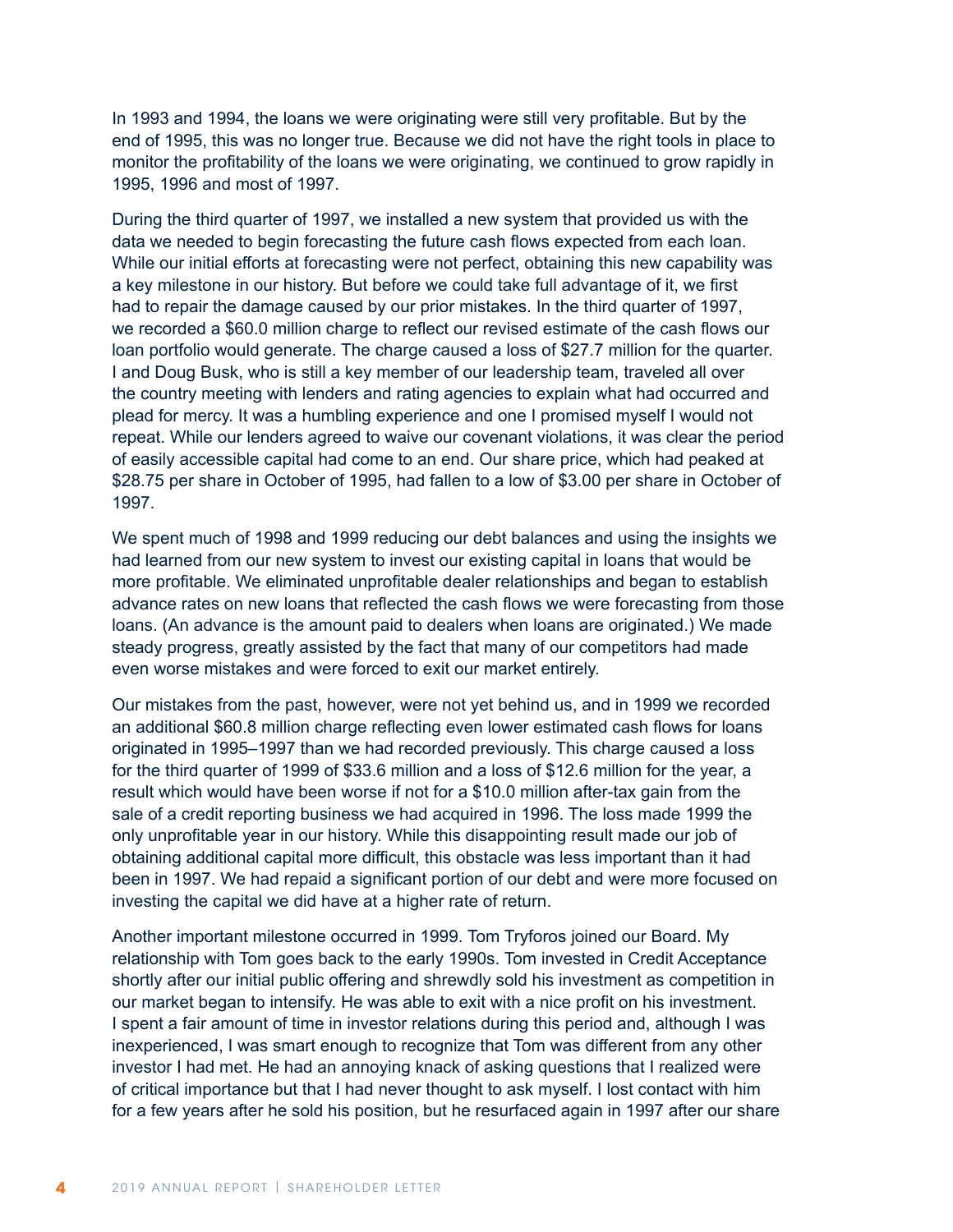In 1993 and 1994, the loans we were originating were still very profitable. But by the end of 1995, this was no longer true. Because we did not have the right tools in place to monitor the profitability of the loans we were originating, we continued to grow rapidly in 1995, 1996 and most of 1997.

During the third quarter of 1997, we installed a new system that provided us with the data we needed to begin forecasting the future cash flows expected from each loan. While our initial efforts at forecasting were not perfect, obtaining this new capability was a key milestone in our history. But before we could take full advantage of it, we first had to repair the damage caused by our prior mistakes. In the third quarter of 1997, we recorded a $60.0 million charge to reflect our revised estimate of the cash flows our loan portfolio would generate. The charge caused a loss of $27.7 million for the quarter. I and Doug Busk, who is still a key member of our leadership team, traveled all over the country meeting with lenders and rating agencies to explain what had occurred and plead for mercy. It was a humbling experience and one I promised myself I would not repeat. While our lenders agreed to waive our covenant violations, it was clear the period of easily accessible capital had come to an end. Our share price, which had peaked at $28.75 per share in October of 1995, had fallen to a low of $3.00 per share in October of 1997.

We spent much of 1998 and 1999 reducing our debt balances and using the insights we had learned from our new system to invest our existing capital in loans that would be more profitable. We eliminated unprofitable dealer relationships and began to establish advance rates on new loans that reflected the cash flows we were forecasting from those loans. (An advance is the amount paid to dealers when loans are originated.) We made steady progress, greatly assisted by the fact that many of our competitors had made even worse mistakes and were forced to exit our market entirely.

Our mistakes from the past, however, were not yet behind us, and in 1999 we recorded an additional $60.8 million charge reflecting even lower estimated cash flows for loans originated in 1995–1997 than we had recorded previously. This charge caused a loss for the third quarter of 1999 of $33.6 million and a loss of $12.6 million for the year, a result which would have been worse if not for a $10.0 million after-tax gain from the sale of a credit reporting business we had acquired in 1996. The loss made 1999 the only unprofitable year in our history. While this disappointing result made our job of obtaining additional capital more difficult, this obstacle was less important than it had been in 1997. We had repaid a significant portion of our debt and were more focused on investing the capital we did have at a higher rate of return.

Another important milestone occurred in 1999. Tom Tryforos joined our Board. My relationship with Tom goes back to the early 1990s. Tom invested in Credit Acceptance shortly after our initial public offering and shrewdly sold his investment as competition in our market began to intensify. He was able to exit with a nice profit on his investment. I spent a fair amount of time in investor relations during this period and, although I was inexperienced, I was smart enough to recognize that Tom was different from any other investor I had met. He had an annoying knack of asking questions that I realized were of critical importance but that I had never thought to ask myself. I lost contact with him for a few years after he sold his position, but he resurfaced again in 1997 after our share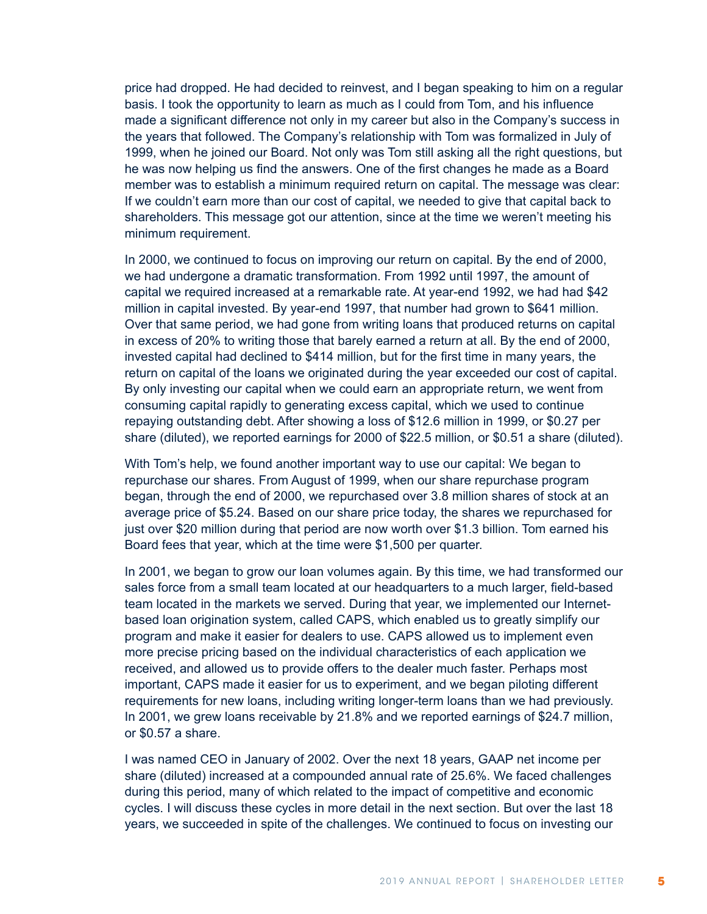price had dropped. He had decided to reinvest, and I began speaking to him on a regular basis. I took the opportunity to learn as much as I could from Tom, and his influence made a significant difference not only in my career but also in the Company's success in the years that followed. The Company's relationship with Tom was formalized in July of 1999, when he joined our Board. Not only was Tom still asking all the right questions, but he was now helping us find the answers. One of the first changes he made as a Board member was to establish a minimum required return on capital. The message was clear: If we couldn't earn more than our cost of capital, we needed to give that capital back to shareholders. This message got our attention, since at the time we weren't meeting his minimum requirement.

In 2000, we continued to focus on improving our return on capital. By the end of 2000, we had undergone a dramatic transformation. From 1992 until 1997, the amount of capital we required increased at a remarkable rate. At year-end 1992, we had had $42 million in capital invested. By year-end 1997, that number had grown to $641 million. Over that same period, we had gone from writing loans that produced returns on capital in excess of 20% to writing those that barely earned a return at all. By the end of 2000, invested capital had declined to $414 million, but for the first time in many years, the return on capital of the loans we originated during the year exceeded our cost of capital. By only investing our capital when we could earn an appropriate return, we went from consuming capital rapidly to generating excess capital, which we used to continue repaying outstanding debt. After showing a loss of $12.6 million in 1999, or $0.27 per share (diluted), we reported earnings for 2000 of $22.5 million, or $0.51 a share (diluted).

With Tom's help, we found another important way to use our capital: We began to repurchase our shares. From August of 1999, when our share repurchase program began, through the end of 2000, we repurchased over 3.8 million shares of stock at an average price of $5.24. Based on our share price today, the shares we repurchased for just over $20 million during that period are now worth over $1.3 billion. Tom earned his Board fees that year, which at the time were $1,500 per quarter.

In 2001, we began to grow our loan volumes again. By this time, we had transformed our sales force from a small team located at our headquarters to a much larger, field-based team located in the markets we served. During that year, we implemented our Internet-based loan origination system, called CAPS, which enabled us to greatly simplify our program and make it easier for dealers to use. CAPS allowed us to implement even more precise pricing based on the individual characteristics of each application we received, and allowed us to provide offers to the dealer much faster. Perhaps most important, CAPS made it easier for us to experiment, and we began piloting different requirements for new loans, including writing longer-term loans than we had previously. In 2001, we grew loans receivable by 21.8% and we reported earnings of $24.7 million, or $0.57 a share.

I was named CEO in January of 2002. Over the next 18 years, GAAP net income per share (diluted) increased at a compounded annual rate of 25.6%. We faced challenges during this period, many of which related to the impact of competitive and economic cycles. I will discuss these cycles in more detail in the next section. But over the last 18 years, we succeeded in spite of the challenges. We continued to focus on investing our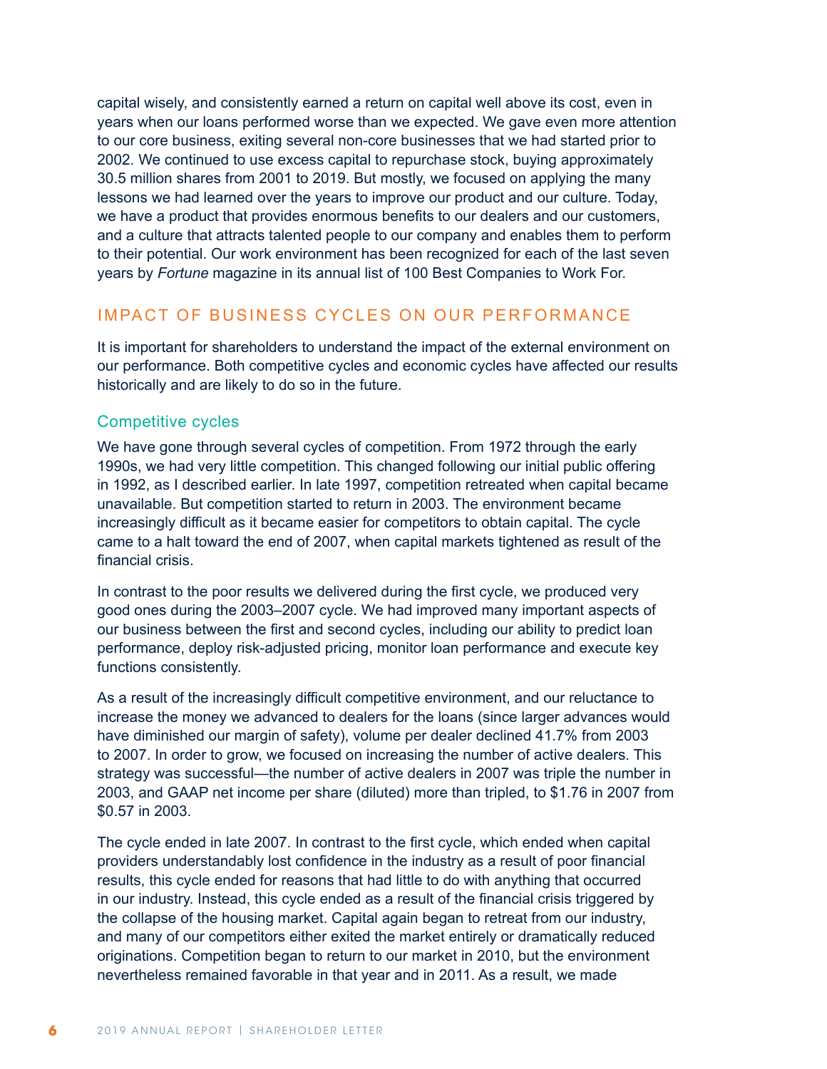capital wisely, and consistently earned a return on capital well above its cost, even in years when our loans performed worse than we expected. We gave even more attention to our core business, exiting several non-core businesses that we had started prior to 2002. We continued to use excess capital to repurchase stock, buying approximately 30.5 million shares from 2001 to 2019. But mostly, we focused on applying the many lessons we had learned over the years to improve our product and our culture. Today, we have a product that provides enormous benefits to our dealers and our customers, and a culture that attracts talented people to our company and enables them to perform to their potential. Our work environment has been recognized for each of the last seven years by *Fortune* magazine in its annual list of 100 Best Companies to Work For.

## IMPACT OF BUSINESS CYCLES ON OUR PERFORMANCE

It is important for shareholders to understand the impact of the external environment on our performance. Both competitive cycles and economic cycles have affected our results historically and are likely to do so in the future.

### Competitive cycles

We have gone through several cycles of competition. From 1972 through the early 1990s, we had very little competition. This changed following our initial public offering in 1992, as I described earlier. In late 1997, competition retreated when capital became unavailable. But competition started to return in 2003. The environment became increasingly difficult as it became easier for competitors to obtain capital. The cycle came to a halt toward the end of 2007, when capital markets tightened as result of the financial crisis.

In contrast to the poor results we delivered during the first cycle, we produced very good ones during the 2003–2007 cycle. We had improved many important aspects of our business between the first and second cycles, including our ability to predict loan performance, deploy risk-adjusted pricing, monitor loan performance and execute key functions consistently.

As a result of the increasingly difficult competitive environment, and our reluctance to increase the money we advanced to dealers for the loans (since larger advances would have diminished our margin of safety), volume per dealer declined 41.7% from 2003 to 2007. In order to grow, we focused on increasing the number of active dealers. This strategy was successful—the number of active dealers in 2007 was triple the number in 2003, and GAAP net income per share (diluted) more than tripled, to $1.76 in 2007 from $0.57 in 2003.

The cycle ended in late 2007. In contrast to the first cycle, which ended when capital providers understandably lost confidence in the industry as a result of poor financial results, this cycle ended for reasons that had little to do with anything that occurred in our industry. Instead, this cycle ended as a result of the financial crisis triggered by the collapse of the housing market. Capital again began to retreat from our industry, and many of our competitors either exited the market entirely or dramatically reduced originations. Competition began to return to our market in 2010, but the environment nevertheless remained favorable in that year and in 2011. As a result, we made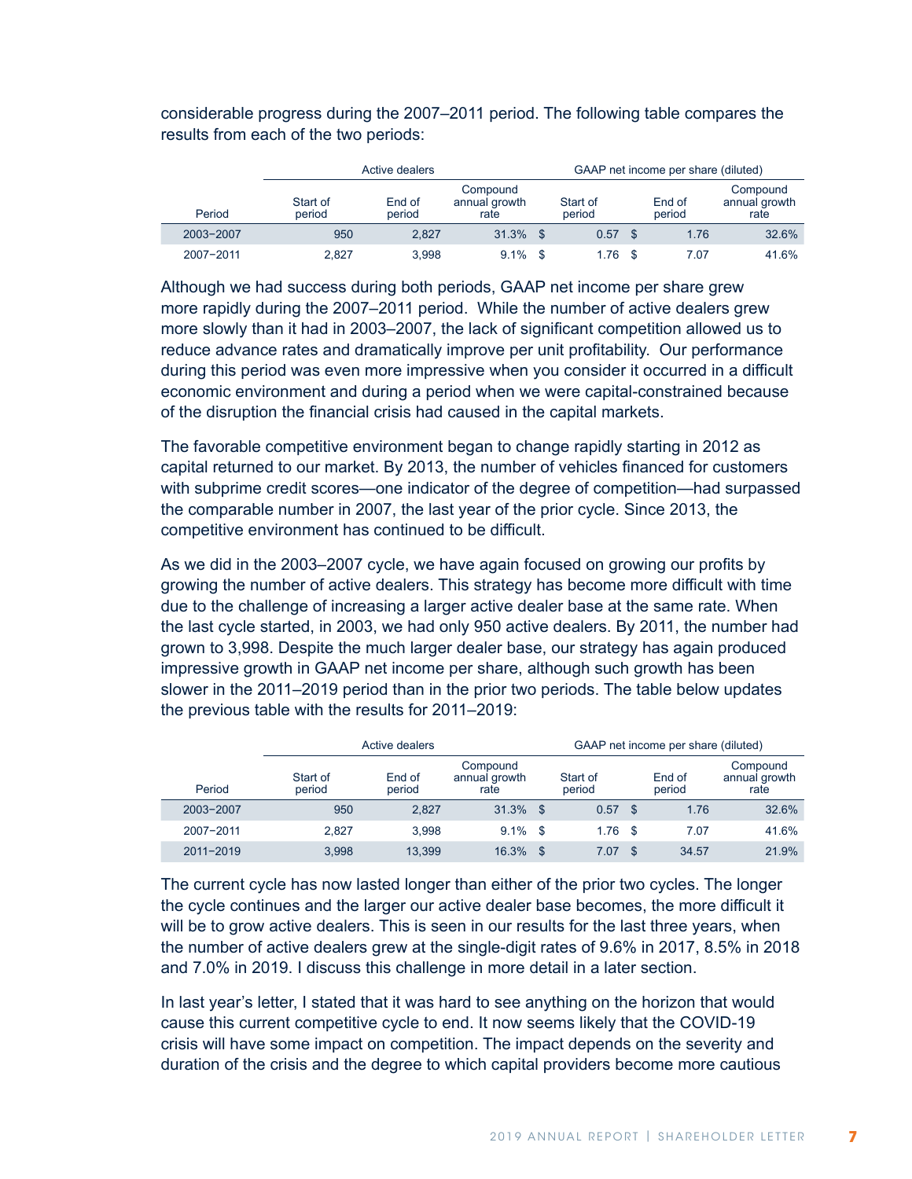considerable progress during the 2007–2011 period. The following table compares the results from each of the two periods:

| | Active dealers | | | GAAP net income per share (diluted) | | |
|---|---|---|---|---|---|---|
| Period | Start of period | End of period | Compound annual growth rate | Start of period | End of period | Compound annual growth rate |
| 2003–2007 | 950 | 2,827 | 31.3% | $ 0.57 | $ 1.76 | 32.6% |
| 2007–2011 | 2,827 | 3,998 | 9.1% | $ 1.76 | $ 7.07 | 41.6% |

Although we had success during both periods, GAAP net income per share grew more rapidly during the 2007–2011 period. While the number of active dealers grew more slowly than it had in 2003–2007, the lack of significant competition allowed us to reduce advance rates and dramatically improve per unit profitability. Our performance during this period was even more impressive when you consider it occurred in a difficult economic environment and during a period when we were capital-constrained because of the disruption the financial crisis had caused in the capital markets.

The favorable competitive environment began to change rapidly starting in 2012 as capital returned to our market. By 2013, the number of vehicles financed for customers with subprime credit scores—one indicator of the degree of competition—had surpassed the comparable number in 2007, the last year of the prior cycle. Since 2013, the competitive environment has continued to be difficult.

As we did in the 2003–2007 cycle, we have again focused on growing our profits by growing the number of active dealers. This strategy has become more difficult with time due to the challenge of increasing a larger active dealer base at the same rate. When the last cycle started, in 2003, we had only 950 active dealers. By 2011, the number had grown to 3,998. Despite the much larger dealer base, our strategy has again produced impressive growth in GAAP net income per share, although such growth has been slower in the 2011–2019 period than in the prior two periods. The table below updates the previous table with the results for 2011–2019:

| | Active dealers | | | GAAP net income per share (diluted) | | |
|---|---|---|---|---|---|---|
| Period | Start of period | End of period | Compound annual growth rate | Start of period | End of period | Compound annual growth rate |
| 2003–2007 | 950 | 2,827 | 31.3% | $ 0.57 | $ 1.76 | 32.6% |
| 2007–2011 | 2,827 | 3,998 | 9.1% | $ 1.76 | $ 7.07 | 41.6% |
| 2011–2019 | 3,998 | 13,399 | 16.3% | $ 7.07 | $ 34.57 | 21.9% |

The current cycle has now lasted longer than either of the prior two cycles. The longer the cycle continues and the larger our active dealer base becomes, the more difficult it will be to grow active dealers. This is seen in our results for the last three years, when the number of active dealers grew at the single-digit rates of 9.6% in 2017, 8.5% in 2018 and 7.0% in 2019. I discuss this challenge in more detail in a later section.

In last year's letter, I stated that it was hard to see anything on the horizon that would cause this current competitive cycle to end. It now seems likely that the COVID-19 crisis will have some impact on competition. The impact depends on the severity and duration of the crisis and the degree to which capital providers become more cautious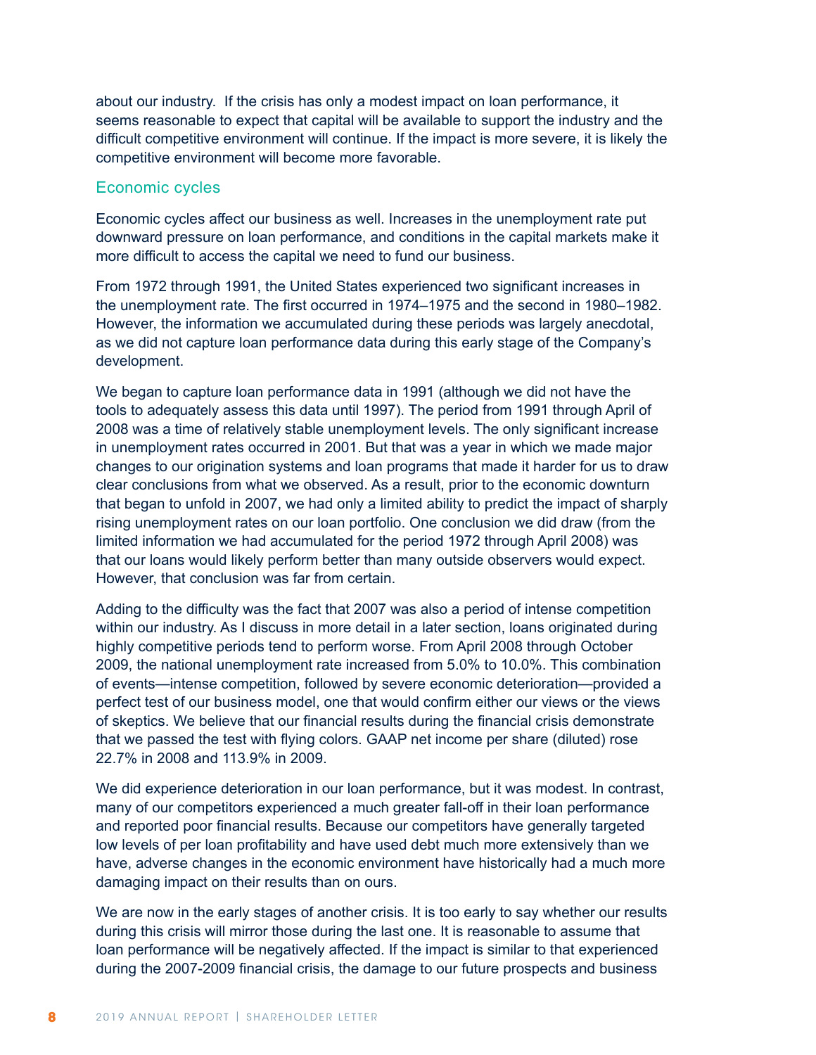about our industry. If the crisis has only a modest impact on loan performance, it seems reasonable to expect that capital will be available to support the industry and the difficult competitive environment will continue. If the impact is more severe, it is likely the competitive environment will become more favorable.

## Economic cycles

Economic cycles affect our business as well. Increases in the unemployment rate put downward pressure on loan performance, and conditions in the capital markets make it more difficult to access the capital we need to fund our business.

From 1972 through 1991, the United States experienced two significant increases in the unemployment rate. The first occurred in 1974–1975 and the second in 1980–1982. However, the information we accumulated during these periods was largely anecdotal, as we did not capture loan performance data during this early stage of the Company's development.

We began to capture loan performance data in 1991 (although we did not have the tools to adequately assess this data until 1997). The period from 1991 through April of 2008 was a time of relatively stable unemployment levels. The only significant increase in unemployment rates occurred in 2001. But that was a year in which we made major changes to our origination systems and loan programs that made it harder for us to draw clear conclusions from what we observed. As a result, prior to the economic downturn that began to unfold in 2007, we had only a limited ability to predict the impact of sharply rising unemployment rates on our loan portfolio. One conclusion we did draw (from the limited information we had accumulated for the period 1972 through April 2008) was that our loans would likely perform better than many outside observers would expect. However, that conclusion was far from certain.

Adding to the difficulty was the fact that 2007 was also a period of intense competition within our industry. As I discuss in more detail in a later section, loans originated during highly competitive periods tend to perform worse. From April 2008 through October 2009, the national unemployment rate increased from 5.0% to 10.0%. This combination of events—intense competition, followed by severe economic deterioration—provided a perfect test of our business model, one that would confirm either our views or the views of skeptics. We believe that our financial results during the financial crisis demonstrate that we passed the test with flying colors. GAAP net income per share (diluted) rose 22.7% in 2008 and 113.9% in 2009.

We did experience deterioration in our loan performance, but it was modest. In contrast, many of our competitors experienced a much greater fall-off in their loan performance and reported poor financial results. Because our competitors have generally targeted low levels of per loan profitability and have used debt much more extensively than we have, adverse changes in the economic environment have historically had a much more damaging impact on their results than on ours.

We are now in the early stages of another crisis. It is too early to say whether our results during this crisis will mirror those during the last one. It is reasonable to assume that loan performance will be negatively affected. If the impact is similar to that experienced during the 2007-2009 financial crisis, the damage to our future prospects and business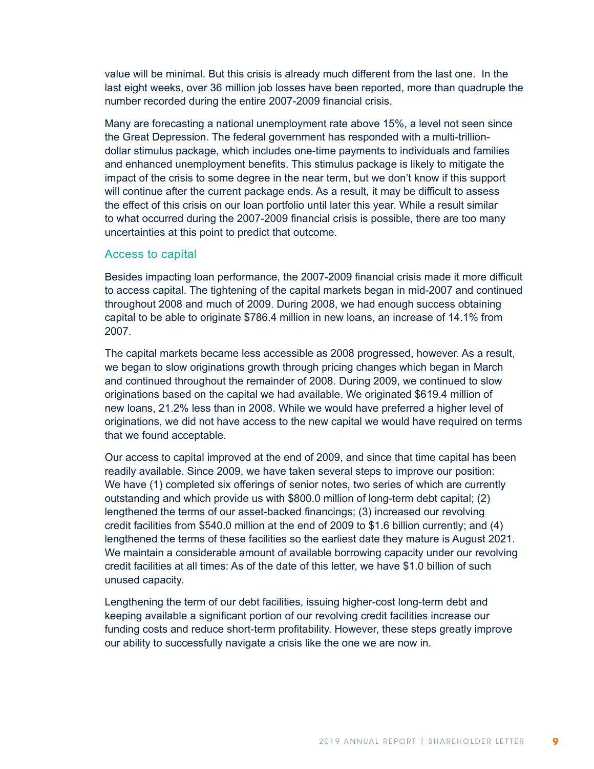value will be minimal. But this crisis is already much different from the last one. In the last eight weeks, over 36 million job losses have been reported, more than quadruple the number recorded during the entire 2007-2009 financial crisis.

Many are forecasting a national unemployment rate above 15%, a level not seen since the Great Depression. The federal government has responded with a multi-trillion-dollar stimulus package, which includes one-time payments to individuals and families and enhanced unemployment benefits. This stimulus package is likely to mitigate the impact of the crisis to some degree in the near term, but we don't know if this support will continue after the current package ends. As a result, it may be difficult to assess the effect of this crisis on our loan portfolio until later this year. While a result similar to what occurred during the 2007-2009 financial crisis is possible, there are too many uncertainties at this point to predict that outcome.

## Access to capital

Besides impacting loan performance, the 2007-2009 financial crisis made it more difficult to access capital. The tightening of the capital markets began in mid-2007 and continued throughout 2008 and much of 2009. During 2008, we had enough success obtaining capital to be able to originate $786.4 million in new loans, an increase of 14.1% from 2007.

The capital markets became less accessible as 2008 progressed, however. As a result, we began to slow originations growth through pricing changes which began in March and continued throughout the remainder of 2008. During 2009, we continued to slow originations based on the capital we had available. We originated $619.4 million of new loans, 21.2% less than in 2008. While we would have preferred a higher level of originations, we did not have access to the new capital we would have required on terms that we found acceptable.

Our access to capital improved at the end of 2009, and since that time capital has been readily available. Since 2009, we have taken several steps to improve our position: We have (1) completed six offerings of senior notes, two series of which are currently outstanding and which provide us with $800.0 million of long-term debt capital; (2) lengthened the terms of our asset-backed financings; (3) increased our revolving credit facilities from $540.0 million at the end of 2009 to $1.6 billion currently; and (4) lengthened the terms of these facilities so the earliest date they mature is August 2021. We maintain a considerable amount of available borrowing capacity under our revolving credit facilities at all times: As of the date of this letter, we have $1.0 billion of such unused capacity.

Lengthening the term of our debt facilities, issuing higher-cost long-term debt and keeping available a significant portion of our revolving credit facilities increase our funding costs and reduce short-term profitability. However, these steps greatly improve our ability to successfully navigate a crisis like the one we are now in.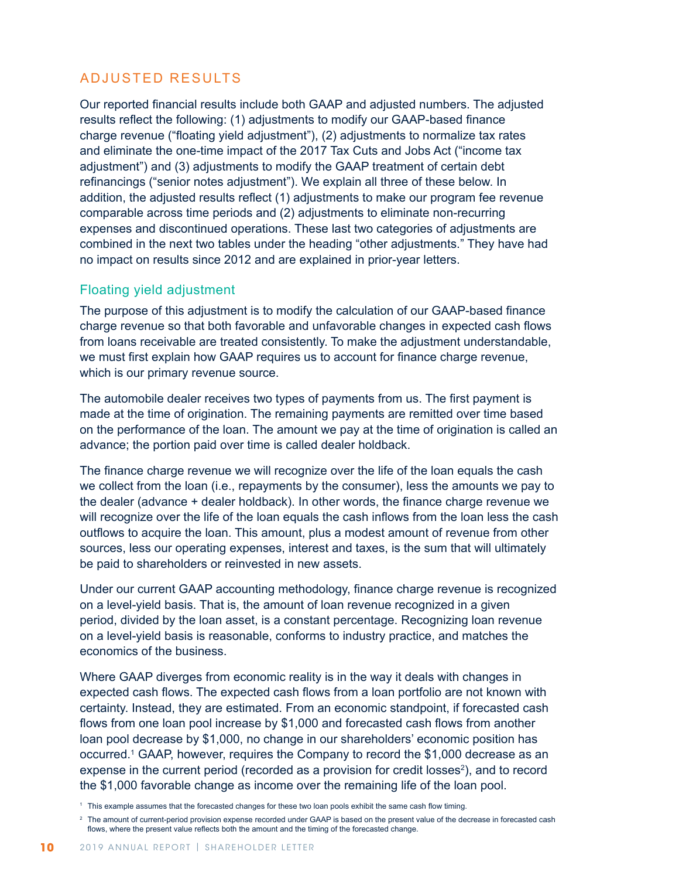## ADJUSTED RESULTS

Our reported financial results include both GAAP and adjusted numbers. The adjusted results reflect the following: (1) adjustments to modify our GAAP-based finance charge revenue ("floating yield adjustment"), (2) adjustments to normalize tax rates and eliminate the one-time impact of the 2017 Tax Cuts and Jobs Act ("income tax adjustment") and (3) adjustments to modify the GAAP treatment of certain debt refinancings ("senior notes adjustment"). We explain all three of these below. In addition, the adjusted results reflect (1) adjustments to make our program fee revenue comparable across time periods and (2) adjustments to eliminate non-recurring expenses and discontinued operations. These last two categories of adjustments are combined in the next two tables under the heading "other adjustments." They have had no impact on results since 2012 and are explained in prior-year letters.

### Floating yield adjustment

The purpose of this adjustment is to modify the calculation of our GAAP-based finance charge revenue so that both favorable and unfavorable changes in expected cash flows from loans receivable are treated consistently. To make the adjustment understandable, we must first explain how GAAP requires us to account for finance charge revenue, which is our primary revenue source.

The automobile dealer receives two types of payments from us. The first payment is made at the time of origination. The remaining payments are remitted over time based on the performance of the loan. The amount we pay at the time of origination is called an advance; the portion paid over time is called dealer holdback.

The finance charge revenue we will recognize over the life of the loan equals the cash we collect from the loan (i.e., repayments by the consumer), less the amounts we pay to the dealer (advance + dealer holdback). In other words, the finance charge revenue we will recognize over the life of the loan equals the cash inflows from the loan less the cash outflows to acquire the loan. This amount, plus a modest amount of revenue from other sources, less our operating expenses, interest and taxes, is the sum that will ultimately be paid to shareholders or reinvested in new assets.

Under our current GAAP accounting methodology, finance charge revenue is recognized on a level-yield basis. That is, the amount of loan revenue recognized in a given period, divided by the loan asset, is a constant percentage. Recognizing loan revenue on a level-yield basis is reasonable, conforms to industry practice, and matches the economics of the business.

Where GAAP diverges from economic reality is in the way it deals with changes in expected cash flows. The expected cash flows from a loan portfolio are not known with certainty. Instead, they are estimated. From an economic standpoint, if forecasted cash flows from one loan pool increase by $1,000 and forecasted cash flows from another loan pool decrease by $1,000, no change in our shareholders' economic position has occurred.[1] GAAP, however, requires the Company to record the $1,000 decrease as an expense in the current period (recorded as a provision for credit losses[2]), and to record the $1,000 favorable change as income over the remaining life of the loan pool.

[1] This example assumes that the forecasted changes for these two loan pools exhibit the same cash flow timing.

[2] The amount of current-period provision expense recorded under GAAP is based on the present value of the decrease in forecasted cash flows, where the present value reflects both the amount and the timing of the forecasted change.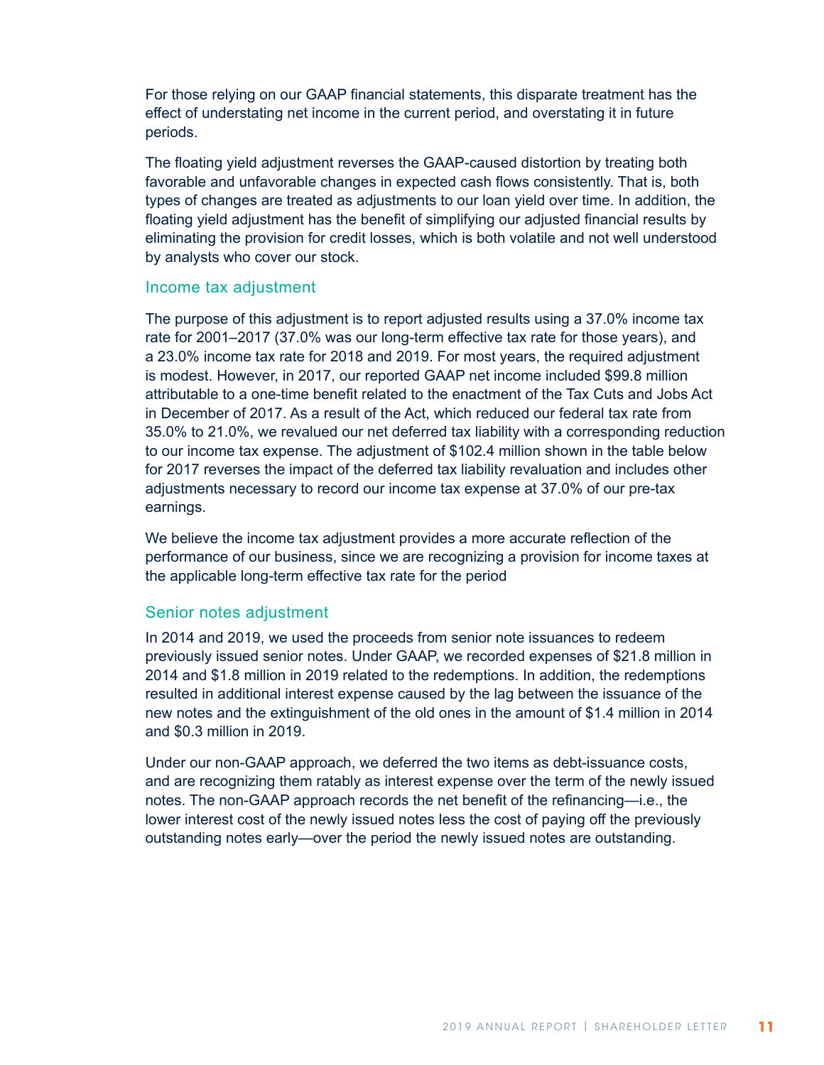For those relying on our GAAP financial statements, this disparate treatment has the effect of understating net income in the current period, and overstating it in future periods.

The floating yield adjustment reverses the GAAP-caused distortion by treating both favorable and unfavorable changes in expected cash flows consistently. That is, both types of changes are treated as adjustments to our loan yield over time. In addition, the floating yield adjustment has the benefit of simplifying our adjusted financial results by eliminating the provision for credit losses, which is both volatile and not well understood by analysts who cover our stock.

## Income tax adjustment

The purpose of this adjustment is to report adjusted results using a 37.0% income tax rate for 2001–2017 (37.0% was our long-term effective tax rate for those years), and a 23.0% income tax rate for 2018 and 2019. For most years, the required adjustment is modest. However, in 2017, our reported GAAP net income included $99.8 million attributable to a one-time benefit related to the enactment of the Tax Cuts and Jobs Act in December of 2017. As a result of the Act, which reduced our federal tax rate from 35.0% to 21.0%, we revalued our net deferred tax liability with a corresponding reduction to our income tax expense. The adjustment of $102.4 million shown in the table below for 2017 reverses the impact of the deferred tax liability revaluation and includes other adjustments necessary to record our income tax expense at 37.0% of our pre-tax earnings.

We believe the income tax adjustment provides a more accurate reflection of the performance of our business, since we are recognizing a provision for income taxes at the applicable long-term effective tax rate for the period

## Senior notes adjustment

In 2014 and 2019, we used the proceeds from senior note issuances to redeem previously issued senior notes. Under GAAP, we recorded expenses of $21.8 million in 2014 and $1.8 million in 2019 related to the redemptions. In addition, the redemptions resulted in additional interest expense caused by the lag between the issuance of the new notes and the extinguishment of the old ones in the amount of $1.4 million in 2014 and $0.3 million in 2019.

Under our non-GAAP approach, we deferred the two items as debt-issuance costs, and are recognizing them ratably as interest expense over the term of the newly issued notes. The non-GAAP approach records the net benefit of the refinancing—i.e., the lower interest cost of the newly issued notes less the cost of paying off the previously outstanding notes early—over the period the newly issued notes are outstanding.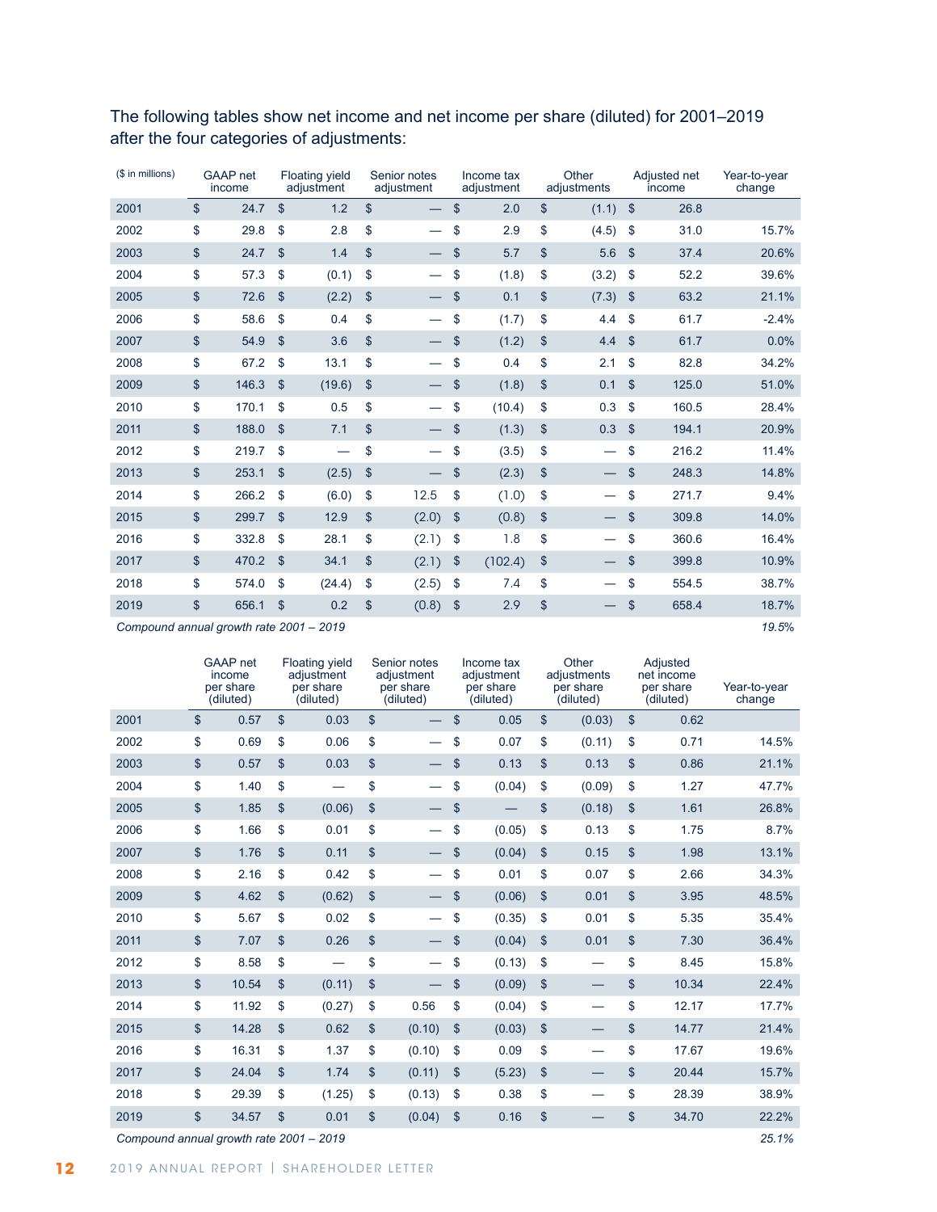The following tables show net income and net income per share (diluted) for 2001–2019 after the four categories of adjustments:

| ($ in millions) | GAAP net income | Floating yield adjustment | Senior notes adjustment | Income tax adjustment | Other adjustments | Adjusted net income | Year-to-year change |
|---|---|---|---|---|---|---|---|
| 2001 | $ 24.7 | $ 1.2 | $ — | $ 2.0 | $ (1.1) | $ 26.8 | |
| 2002 | $ 29.8 | $ 2.8 | $ — | $ 2.9 | $ (4.5) | $ 31.0 | 15.7% |
| 2003 | $ 24.7 | $ 1.4 | $ — | $ 5.7 | $ 5.6 | $ 37.4 | 20.6% |
| 2004 | $ 57.3 | $ (0.1) | $ — | $ (1.8) | $ (3.2) | $ 52.2 | 39.6% |
| 2005 | $ 72.6 | $ (2.2) | $ — | $ 0.1 | $ (7.3) | $ 63.2 | 21.1% |
| 2006 | $ 58.6 | $ 0.4 | $ — | $ (1.7) | $ 4.4 | $ 61.7 | -2.4% |
| 2007 | $ 54.9 | $ 3.6 | $ — | $ (1.2) | $ 4.4 | $ 61.7 | 0.0% |
| 2008 | $ 67.2 | $ 13.1 | $ — | $ 0.4 | $ 2.1 | $ 82.8 | 34.2% |
| 2009 | $ 146.3 | $ (19.6) | $ — | $ (1.8) | $ 0.1 | $ 125.0 | 51.0% |
| 2010 | $ 170.1 | $ 0.5 | $ — | $ (10.4) | $ 0.3 | $ 160.5 | 28.4% |
| 2011 | $ 188.0 | $ 7.1 | $ — | $ (1.3) | $ 0.3 | $ 194.1 | 20.9% |
| 2012 | $ 219.7 | $ — | $ — | $ (3.5) | $ — | $ 216.2 | 11.4% |
| 2013 | $ 253.1 | $ (2.5) | $ — | $ (2.3) | $ — | $ 248.3 | 14.8% |
| 2014 | $ 266.2 | $ (6.0) | $ 12.5 | $ (1.0) | $ — | $ 271.7 | 9.4% |
| 2015 | $ 299.7 | $ 12.9 | $ (2.0) | $ (0.8) | $ — | $ 309.8 | 14.0% |
| 2016 | $ 332.8 | $ 28.1 | $ (2.1) | $ 1.8 | $ — | $ 360.6 | 16.4% |
| 2017 | $ 470.2 | $ 34.1 | $ (2.1) | $ (102.4) | $ — | $ 399.8 | 10.9% |
| 2018 | $ 574.0 | $ (24.4) | $ (2.5) | $ 7.4 | $ — | $ 554.5 | 38.7% |
| 2019 | $ 656.1 | $ 0.2 | $ (0.8) | $ 2.9 | $ — | $ 658.4 | 18.7% |
| *Compound annual growth rate 2001 – 2019* | | | | | | | *19.5%* |

| | GAAP net income per share (diluted) | Floating yield adjustment per share (diluted) | Senior notes adjustment per share (diluted) | Income tax adjustment per share (diluted) | Other adjustments per share (diluted) | Adjusted net income per share (diluted) | Year-to-year change |
|---|---|---|---|---|---|---|---|
| 2001 | $ 0.57 | $ 0.03 | $ — | $ 0.05 | $ (0.03) | $ 0.62 | |
| 2002 | $ 0.69 | $ 0.06 | $ — | $ 0.07 | $ (0.11) | $ 0.71 | 14.5% |
| 2003 | $ 0.57 | $ 0.03 | $ — | $ 0.13 | $ 0.13 | $ 0.86 | 21.1% |
| 2004 | $ 1.40 | $ — | $ — | $ (0.04) | $ (0.09) | $ 1.27 | 47.7% |
| 2005 | $ 1.85 | $ (0.06) | $ — | $ — | $ (0.18) | $ 1.61 | 26.8% |
| 2006 | $ 1.66 | $ 0.01 | $ — | $ (0.05) | $ 0.13 | $ 1.75 | 8.7% |
| 2007 | $ 1.76 | $ 0.11 | $ — | $ (0.04) | $ 0.15 | $ 1.98 | 13.1% |
| 2008 | $ 2.16 | $ 0.42 | $ — | $ 0.01 | $ 0.07 | $ 2.66 | 34.3% |
| 2009 | $ 4.62 | $ (0.62) | $ — | $ (0.06) | $ 0.01 | $ 3.95 | 48.5% |
| 2010 | $ 5.67 | $ 0.02 | $ — | $ (0.35) | $ 0.01 | $ 5.35 | 35.4% |
| 2011 | $ 7.07 | $ 0.26 | $ — | $ (0.04) | $ 0.01 | $ 7.30 | 36.4% |
| 2012 | $ 8.58 | $ — | $ — | $ (0.13) | $ — | $ 8.45 | 15.8% |
| 2013 | $ 10.54 | $ (0.11) | $ — | $ (0.09) | $ — | $ 10.34 | 22.4% |
| 2014 | $ 11.92 | $ (0.27) | $ 0.56 | $ (0.04) | $ — | $ 12.17 | 17.7% |
| 2015 | $ 14.28 | $ 0.62 | $ (0.10) | $ (0.03) | $ — | $ 14.77 | 21.4% |
| 2016 | $ 16.31 | $ 1.37 | $ (0.10) | $ 0.09 | $ — | $ 17.67 | 19.6% |
| 2017 | $ 24.04 | $ 1.74 | $ (0.11) | $ (5.23) | $ — | $ 20.44 | 15.7% |
| 2018 | $ 29.39 | $ (1.25) | $ (0.13) | $ 0.38 | $ — | $ 28.39 | 38.9% |
| 2019 | $ 34.57 | $ 0.01 | $ (0.04) | $ 0.16 | $ — | $ 34.70 | 22.2% |
| *Compound annual growth rate 2001 – 2019* | | | | | | | *25.1%* |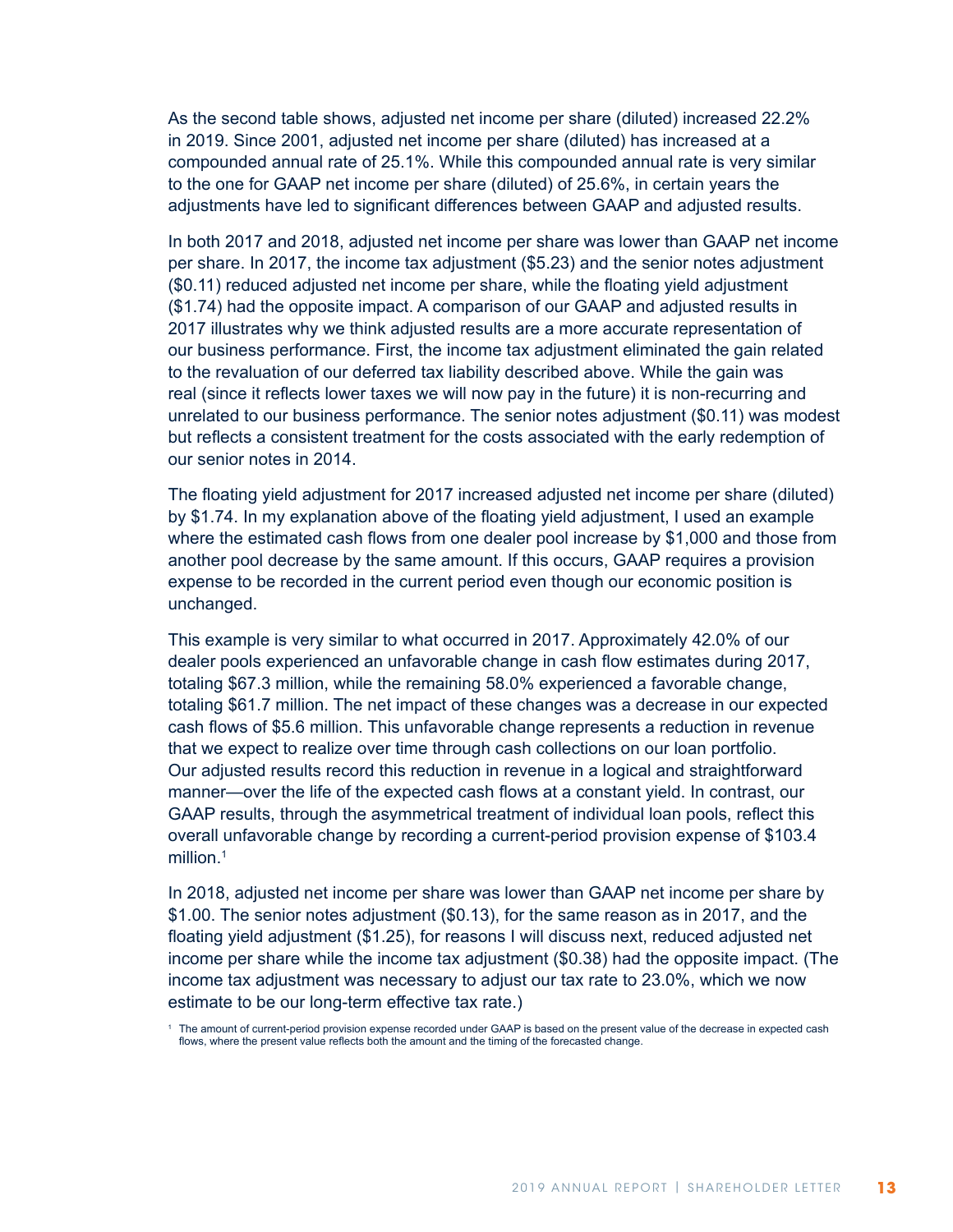As the second table shows, adjusted net income per share (diluted) increased 22.2% in 2019. Since 2001, adjusted net income per share (diluted) has increased at a compounded annual rate of 25.1%. While this compounded annual rate is very similar to the one for GAAP net income per share (diluted) of 25.6%, in certain years the adjustments have led to significant differences between GAAP and adjusted results.

In both 2017 and 2018, adjusted net income per share was lower than GAAP net income per share. In 2017, the income tax adjustment ($5.23) and the senior notes adjustment ($0.11) reduced adjusted net income per share, while the floating yield adjustment ($1.74) had the opposite impact. A comparison of our GAAP and adjusted results in 2017 illustrates why we think adjusted results are a more accurate representation of our business performance. First, the income tax adjustment eliminated the gain related to the revaluation of our deferred tax liability described above. While the gain was real (since it reflects lower taxes we will now pay in the future) it is non-recurring and unrelated to our business performance. The senior notes adjustment ($0.11) was modest but reflects a consistent treatment for the costs associated with the early redemption of our senior notes in 2014.

The floating yield adjustment for 2017 increased adjusted net income per share (diluted) by $1.74. In my explanation above of the floating yield adjustment, I used an example where the estimated cash flows from one dealer pool increase by $1,000 and those from another pool decrease by the same amount. If this occurs, GAAP requires a provision expense to be recorded in the current period even though our economic position is unchanged.

This example is very similar to what occurred in 2017. Approximately 42.0% of our dealer pools experienced an unfavorable change in cash flow estimates during 2017, totaling $67.3 million, while the remaining 58.0% experienced a favorable change, totaling $61.7 million. The net impact of these changes was a decrease in our expected cash flows of $5.6 million. This unfavorable change represents a reduction in revenue that we expect to realize over time through cash collections on our loan portfolio. Our adjusted results record this reduction in revenue in a logical and straightforward manner—over the life of the expected cash flows at a constant yield. In contrast, our GAAP results, through the asymmetrical treatment of individual loan pools, reflect this overall unfavorable change by recording a current-period provision expense of $103.4 million.[1]

In 2018, adjusted net income per share was lower than GAAP net income per share by $1.00. The senior notes adjustment ($0.13), for the same reason as in 2017, and the floating yield adjustment ($1.25), for reasons I will discuss next, reduced adjusted net income per share while the income tax adjustment ($0.38) had the opposite impact. (The income tax adjustment was necessary to adjust our tax rate to 23.0%, which we now estimate to be our long-term effective tax rate.)

[1] The amount of current-period provision expense recorded under GAAP is based on the present value of the decrease in expected cash flows, where the present value reflects both the amount and the timing of the forecasted change.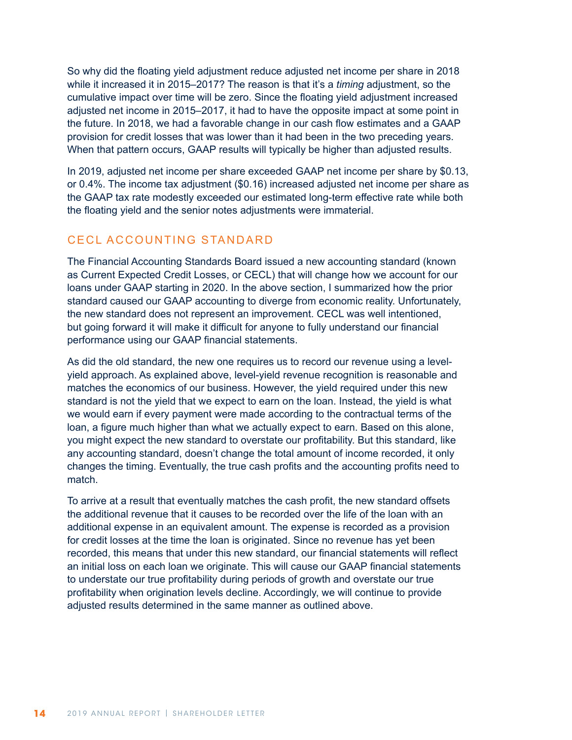So why did the floating yield adjustment reduce adjusted net income per share in 2018 while it increased it in 2015–2017? The reason is that it's a *timing* adjustment, so the cumulative impact over time will be zero. Since the floating yield adjustment increased adjusted net income in 2015–2017, it had to have the opposite impact at some point in the future. In 2018, we had a favorable change in our cash flow estimates and a GAAP provision for credit losses that was lower than it had been in the two preceding years. When that pattern occurs, GAAP results will typically be higher than adjusted results.

In 2019, adjusted net income per share exceeded GAAP net income per share by $0.13, or 0.4%. The income tax adjustment ($0.16) increased adjusted net income per share as the GAAP tax rate modestly exceeded our estimated long-term effective rate while both the floating yield and the senior notes adjustments were immaterial.

## CECL ACCOUNTING STANDARD

The Financial Accounting Standards Board issued a new accounting standard (known as Current Expected Credit Losses, or CECL) that will change how we account for our loans under GAAP starting in 2020. In the above section, I summarized how the prior standard caused our GAAP accounting to diverge from economic reality. Unfortunately, the new standard does not represent an improvement. CECL was well intentioned, but going forward it will make it difficult for anyone to fully understand our financial performance using our GAAP financial statements.

As did the old standard, the new one requires us to record our revenue using a level-yield approach. As explained above, level-yield revenue recognition is reasonable and matches the economics of our business. However, the yield required under this new standard is not the yield that we expect to earn on the loan. Instead, the yield is what we would earn if every payment were made according to the contractual terms of the loan, a figure much higher than what we actually expect to earn. Based on this alone, you might expect the new standard to overstate our profitability. But this standard, like any accounting standard, doesn't change the total amount of income recorded, it only changes the timing. Eventually, the true cash profits and the accounting profits need to match.

To arrive at a result that eventually matches the cash profit, the new standard offsets the additional revenue that it causes to be recorded over the life of the loan with an additional expense in an equivalent amount. The expense is recorded as a provision for credit losses at the time the loan is originated. Since no revenue has yet been recorded, this means that under this new standard, our financial statements will reflect an initial loss on each loan we originate. This will cause our GAAP financial statements to understate our true profitability during periods of growth and overstate our true profitability when origination levels decline. Accordingly, we will continue to provide adjusted results determined in the same manner as outlined above.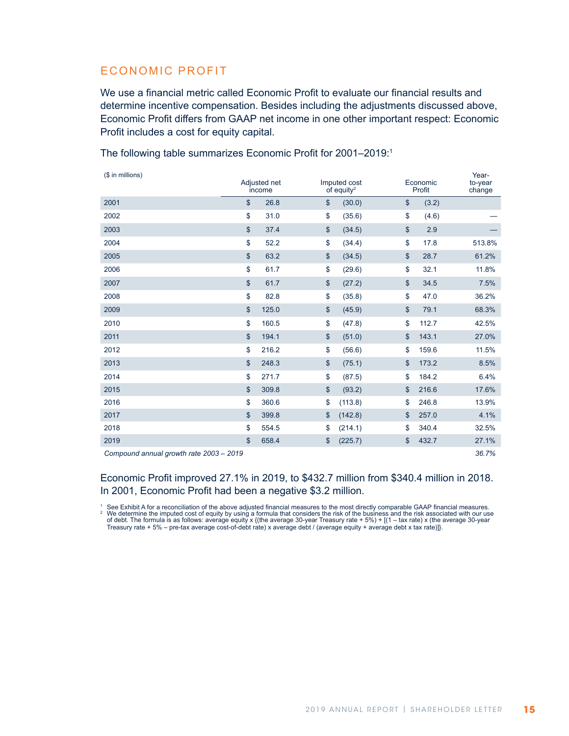## ECONOMIC PROFIT

We use a financial metric called Economic Profit to evaluate our financial results and determine incentive compensation. Besides including the adjustments discussed above, Economic Profit differs from GAAP net income in one other important respect: Economic Profit includes a cost for equity capital.

The following table summarizes Economic Profit for 2001–2019:[1]

| ($ in millions) | Adjusted net income | Imputed cost of equity[2] | Economic Profit | Year-to-year change |
|---|---|---|---|---|
| 2001 | $ 26.8 | $ (30.0) | $ (3.2) | |
| 2002 | $ 31.0 | $ (35.6) | $ (4.6) | — |
| 2003 | $ 37.4 | $ (34.5) | $ 2.9 | — |
| 2004 | $ 52.2 | $ (34.4) | $ 17.8 | 513.8% |
| 2005 | $ 63.2 | $ (34.5) | $ 28.7 | 61.2% |
| 2006 | $ 61.7 | $ (29.6) | $ 32.1 | 11.8% |
| 2007 | $ 61.7 | $ (27.2) | $ 34.5 | 7.5% |
| 2008 | $ 82.8 | $ (35.8) | $ 47.0 | 36.2% |
| 2009 | $ 125.0 | $ (45.9) | $ 79.1 | 68.3% |
| 2010 | $ 160.5 | $ (47.8) | $ 112.7 | 42.5% |
| 2011 | $ 194.1 | $ (51.0) | $ 143.1 | 27.0% |
| 2012 | $ 216.2 | $ (56.6) | $ 159.6 | 11.5% |
| 2013 | $ 248.3 | $ (75.1) | $ 173.2 | 8.5% |
| 2014 | $ 271.7 | $ (87.5) | $ 184.2 | 6.4% |
| 2015 | $ 309.8 | $ (93.2) | $ 216.6 | 17.6% |
| 2016 | $ 360.6 | $ (113.8) | $ 246.8 | 13.9% |
| 2017 | $ 399.8 | $ (142.8) | $ 257.0 | 4.1% |
| 2018 | $ 554.5 | $ (214.1) | $ 340.4 | 32.5% |
| 2019 | $ 658.4 | $ (225.7) | $ 432.7 | 27.1% |
| *Compound annual growth rate 2003 – 2019* | | | | *36.7%* |

Economic Profit improved 27.1% in 2019, to $432.7 million from $340.4 million in 2018. In 2001, Economic Profit had been a negative $3.2 million.

[1] See Exhibit A for a reconciliation of the above adjusted financial measures to the most directly comparable GAAP financial measures.
[2] We determine the imputed cost of equity by using a formula that considers the risk of the business and the risk associated with our use of debt. The formula is as follows: average equity x {(the average 30-year Treasury rate + 5%) + [(1 – tax rate) x (the average 30-year Treasury rate + 5% – pre-tax average cost-of-debt rate) x average debt / (average equity + average debt x tax rate)]}.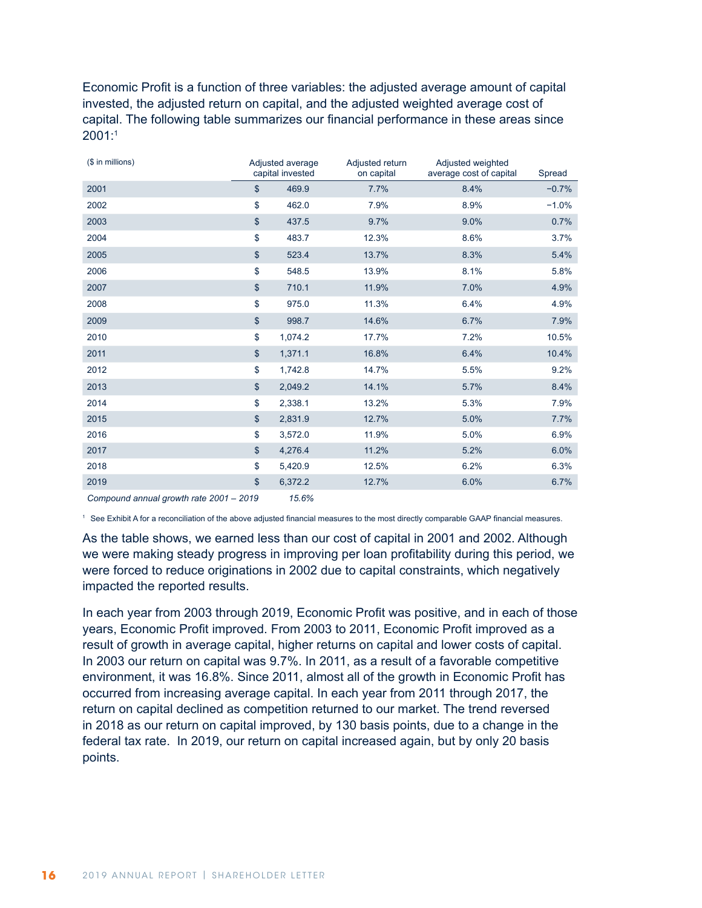Economic Profit is a function of three variables: the adjusted average amount of capital invested, the adjusted return on capital, and the adjusted weighted average cost of capital. The following table summarizes our financial performance in these areas since 2001:[1]

| ($ in millions) | Adjusted average capital invested | Adjusted return on capital | Adjusted weighted average cost of capital | Spread |
|---|---|---|---|---|
| 2001 | $ 469.9 | 7.7% | 8.4% | −0.7% |
| 2002 | $ 462.0 | 7.9% | 8.9% | −1.0% |
| 2003 | $ 437.5 | 9.7% | 9.0% | 0.7% |
| 2004 | $ 483.7 | 12.3% | 8.6% | 3.7% |
| 2005 | $ 523.4 | 13.7% | 8.3% | 5.4% |
| 2006 | $ 548.5 | 13.9% | 8.1% | 5.8% |
| 2007 | $ 710.1 | 11.9% | 7.0% | 4.9% |
| 2008 | $ 975.0 | 11.3% | 6.4% | 4.9% |
| 2009 | $ 998.7 | 14.6% | 6.7% | 7.9% |
| 2010 | $ 1,074.2 | 17.7% | 7.2% | 10.5% |
| 2011 | $ 1,371.1 | 16.8% | 6.4% | 10.4% |
| 2012 | $ 1,742.8 | 14.7% | 5.5% | 9.2% |
| 2013 | $ 2,049.2 | 14.1% | 5.7% | 8.4% |
| 2014 | $ 2,338.1 | 13.2% | 5.3% | 7.9% |
| 2015 | $ 2,831.9 | 12.7% | 5.0% | 7.7% |
| 2016 | $ 3,572.0 | 11.9% | 5.0% | 6.9% |
| 2017 | $ 4,276.4 | 11.2% | 5.2% | 6.0% |
| 2018 | $ 5,420.9 | 12.5% | 6.2% | 6.3% |
| 2019 | $ 6,372.2 | 12.7% | 6.0% | 6.7% |
| *Compound annual growth rate 2001 – 2019* | *15.6%* | | | |

[1] See Exhibit A for a reconciliation of the above adjusted financial measures to the most directly comparable GAAP financial measures.

As the table shows, we earned less than our cost of capital in 2001 and 2002. Although we were making steady progress in improving per loan profitability during this period, we were forced to reduce originations in 2002 due to capital constraints, which negatively impacted the reported results.

In each year from 2003 through 2019, Economic Profit was positive, and in each of those years, Economic Profit improved. From 2003 to 2011, Economic Profit improved as a result of growth in average capital, higher returns on capital and lower costs of capital. In 2003 our return on capital was 9.7%. In 2011, as a result of a favorable competitive environment, it was 16.8%. Since 2011, almost all of the growth in Economic Profit has occurred from increasing average capital. In each year from 2011 through 2017, the return on capital declined as competition returned to our market. The trend reversed in 2018 as our return on capital improved, by 130 basis points, due to a change in the federal tax rate. In 2019, our return on capital increased again, but by only 20 basis points.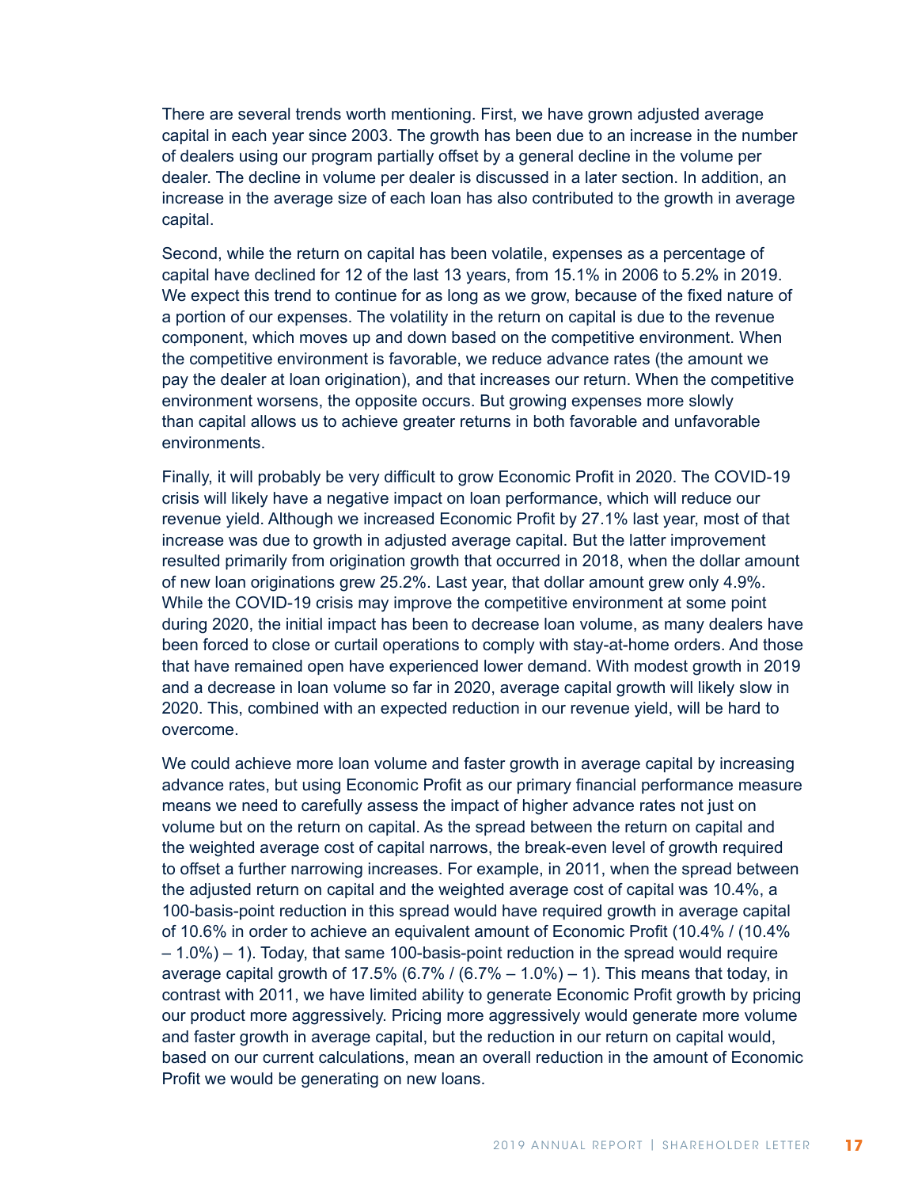There are several trends worth mentioning. First, we have grown adjusted average capital in each year since 2003. The growth has been due to an increase in the number of dealers using our program partially offset by a general decline in the volume per dealer. The decline in volume per dealer is discussed in a later section. In addition, an increase in the average size of each loan has also contributed to the growth in average capital.

Second, while the return on capital has been volatile, expenses as a percentage of capital have declined for 12 of the last 13 years, from 15.1% in 2006 to 5.2% in 2019. We expect this trend to continue for as long as we grow, because of the fixed nature of a portion of our expenses. The volatility in the return on capital is due to the revenue component, which moves up and down based on the competitive environment. When the competitive environment is favorable, we reduce advance rates (the amount we pay the dealer at loan origination), and that increases our return. When the competitive environment worsens, the opposite occurs. But growing expenses more slowly than capital allows us to achieve greater returns in both favorable and unfavorable environments.

Finally, it will probably be very difficult to grow Economic Profit in 2020. The COVID-19 crisis will likely have a negative impact on loan performance, which will reduce our revenue yield. Although we increased Economic Profit by 27.1% last year, most of that increase was due to growth in adjusted average capital. But the latter improvement resulted primarily from origination growth that occurred in 2018, when the dollar amount of new loan originations grew 25.2%. Last year, that dollar amount grew only 4.9%. While the COVID-19 crisis may improve the competitive environment at some point during 2020, the initial impact has been to decrease loan volume, as many dealers have been forced to close or curtail operations to comply with stay-at-home orders. And those that have remained open have experienced lower demand. With modest growth in 2019 and a decrease in loan volume so far in 2020, average capital growth will likely slow in 2020. This, combined with an expected reduction in our revenue yield, will be hard to overcome.

We could achieve more loan volume and faster growth in average capital by increasing advance rates, but using Economic Profit as our primary financial performance measure means we need to carefully assess the impact of higher advance rates not just on volume but on the return on capital. As the spread between the return on capital and the weighted average cost of capital narrows, the break-even level of growth required to offset a further narrowing increases. For example, in 2011, when the spread between the adjusted return on capital and the weighted average cost of capital was 10.4%, a 100-basis-point reduction in this spread would have required growth in average capital of 10.6% in order to achieve an equivalent amount of Economic Profit (10.4% / (10.4% – 1.0%) – 1). Today, that same 100-basis-point reduction in the spread would require average capital growth of 17.5% (6.7% / (6.7% – 1.0%) – 1). This means that today, in contrast with 2011, we have limited ability to generate Economic Profit growth by pricing our product more aggressively. Pricing more aggressively would generate more volume and faster growth in average capital, but the reduction in our return on capital would, based on our current calculations, mean an overall reduction in the amount of Economic Profit we would be generating on new loans.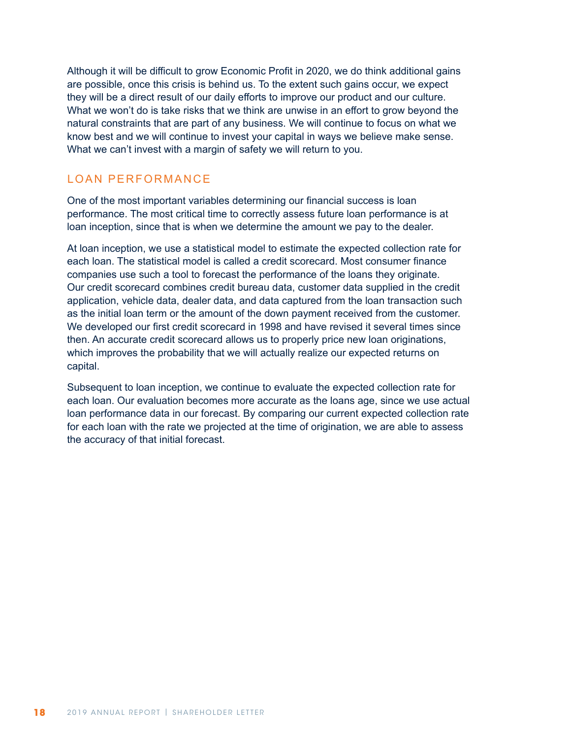Although it will be difficult to grow Economic Profit in 2020, we do think additional gains are possible, once this crisis is behind us. To the extent such gains occur, we expect they will be a direct result of our daily efforts to improve our product and our culture. What we won't do is take risks that we think are unwise in an effort to grow beyond the natural constraints that are part of any business. We will continue to focus on what we know best and we will continue to invest your capital in ways we believe make sense. What we can't invest with a margin of safety we will return to you.

## LOAN PERFORMANCE

One of the most important variables determining our financial success is loan performance. The most critical time to correctly assess future loan performance is at loan inception, since that is when we determine the amount we pay to the dealer.

At loan inception, we use a statistical model to estimate the expected collection rate for each loan. The statistical model is called a credit scorecard. Most consumer finance companies use such a tool to forecast the performance of the loans they originate. Our credit scorecard combines credit bureau data, customer data supplied in the credit application, vehicle data, dealer data, and data captured from the loan transaction such as the initial loan term or the amount of the down payment received from the customer. We developed our first credit scorecard in 1998 and have revised it several times since then. An accurate credit scorecard allows us to properly price new loan originations, which improves the probability that we will actually realize our expected returns on capital.

Subsequent to loan inception, we continue to evaluate the expected collection rate for each loan. Our evaluation becomes more accurate as the loans age, since we use actual loan performance data in our forecast. By comparing our current expected collection rate for each loan with the rate we projected at the time of origination, we are able to assess the accuracy of that initial forecast.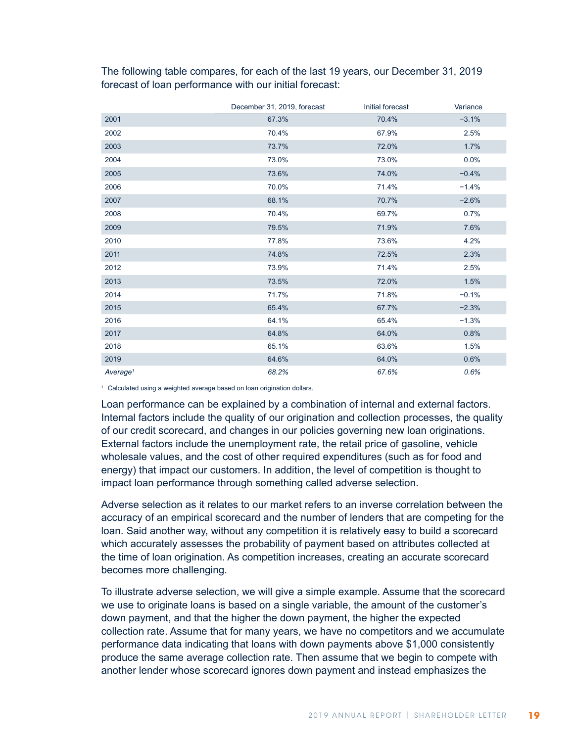The following table compares, for each of the last 19 years, our December 31, 2019 forecast of loan performance with our initial forecast:

| | December 31, 2019, forecast | Initial forecast | Variance |
|---|---|---|---|
| 2001 | 67.3% | 70.4% | −3.1% |
| 2002 | 70.4% | 67.9% | 2.5% |
| 2003 | 73.7% | 72.0% | 1.7% |
| 2004 | 73.0% | 73.0% | 0.0% |
| 2005 | 73.6% | 74.0% | −0.4% |
| 2006 | 70.0% | 71.4% | −1.4% |
| 2007 | 68.1% | 70.7% | −2.6% |
| 2008 | 70.4% | 69.7% | 0.7% |
| 2009 | 79.5% | 71.9% | 7.6% |
| 2010 | 77.8% | 73.6% | 4.2% |
| 2011 | 74.8% | 72.5% | 2.3% |
| 2012 | 73.9% | 71.4% | 2.5% |
| 2013 | 73.5% | 72.0% | 1.5% |
| 2014 | 71.7% | 71.8% | −0.1% |
| 2015 | 65.4% | 67.7% | −2.3% |
| 2016 | 64.1% | 65.4% | −1.3% |
| 2017 | 64.8% | 64.0% | 0.8% |
| 2018 | 65.1% | 63.6% | 1.5% |
| 2019 | 64.6% | 64.0% | 0.6% |
| *Average*[1] | *68.2%* | *67.6%* | *0.6%* |

[1] Calculated using a weighted average based on loan origination dollars.

Loan performance can be explained by a combination of internal and external factors. Internal factors include the quality of our origination and collection processes, the quality of our credit scorecard, and changes in our policies governing new loan originations. External factors include the unemployment rate, the retail price of gasoline, vehicle wholesale values, and the cost of other required expenditures (such as for food and energy) that impact our customers. In addition, the level of competition is thought to impact loan performance through something called adverse selection.

Adverse selection as it relates to our market refers to an inverse correlation between the accuracy of an empirical scorecard and the number of lenders that are competing for the loan. Said another way, without any competition it is relatively easy to build a scorecard which accurately assesses the probability of payment based on attributes collected at the time of loan origination. As competition increases, creating an accurate scorecard becomes more challenging.

To illustrate adverse selection, we will give a simple example. Assume that the scorecard we use to originate loans is based on a single variable, the amount of the customer's down payment, and that the higher the down payment, the higher the expected collection rate. Assume that for many years, we have no competitors and we accumulate performance data indicating that loans with down payments above $1,000 consistently produce the same average collection rate. Then assume that we begin to compete with another lender whose scorecard ignores down payment and instead emphasizes the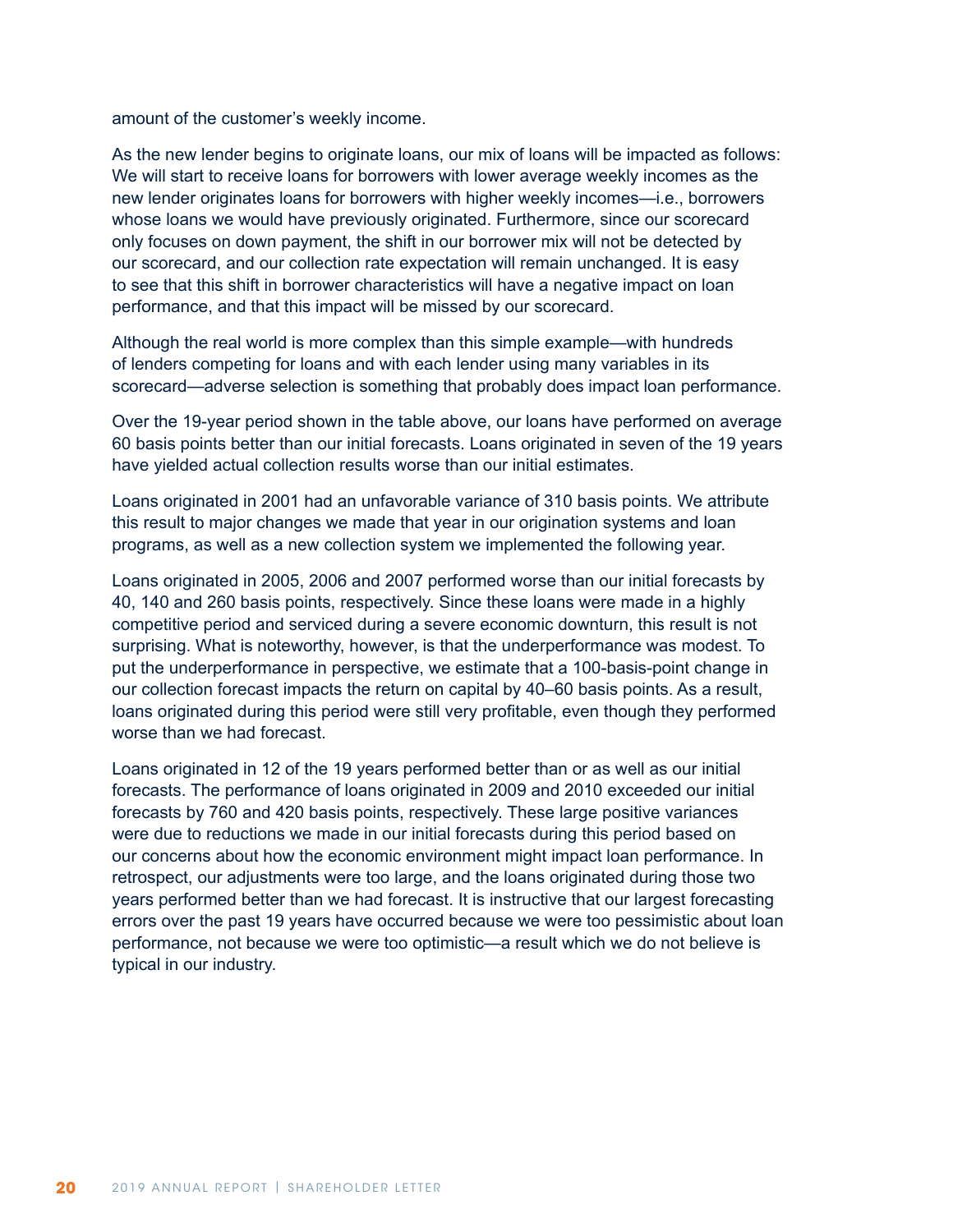amount of the customer's weekly income.

As the new lender begins to originate loans, our mix of loans will be impacted as follows: We will start to receive loans for borrowers with lower average weekly incomes as the new lender originates loans for borrowers with higher weekly incomes—i.e., borrowers whose loans we would have previously originated. Furthermore, since our scorecard only focuses on down payment, the shift in our borrower mix will not be detected by our scorecard, and our collection rate expectation will remain unchanged. It is easy to see that this shift in borrower characteristics will have a negative impact on loan performance, and that this impact will be missed by our scorecard.

Although the real world is more complex than this simple example—with hundreds of lenders competing for loans and with each lender using many variables in its scorecard—adverse selection is something that probably does impact loan performance.

Over the 19-year period shown in the table above, our loans have performed on average 60 basis points better than our initial forecasts. Loans originated in seven of the 19 years have yielded actual collection results worse than our initial estimates.

Loans originated in 2001 had an unfavorable variance of 310 basis points. We attribute this result to major changes we made that year in our origination systems and loan programs, as well as a new collection system we implemented the following year.

Loans originated in 2005, 2006 and 2007 performed worse than our initial forecasts by 40, 140 and 260 basis points, respectively. Since these loans were made in a highly competitive period and serviced during a severe economic downturn, this result is not surprising. What is noteworthy, however, is that the underperformance was modest. To put the underperformance in perspective, we estimate that a 100-basis-point change in our collection forecast impacts the return on capital by 40–60 basis points. As a result, loans originated during this period were still very profitable, even though they performed worse than we had forecast.

Loans originated in 12 of the 19 years performed better than or as well as our initial forecasts. The performance of loans originated in 2009 and 2010 exceeded our initial forecasts by 760 and 420 basis points, respectively. These large positive variances were due to reductions we made in our initial forecasts during this period based on our concerns about how the economic environment might impact loan performance. In retrospect, our adjustments were too large, and the loans originated during those two years performed better than we had forecast. It is instructive that our largest forecasting errors over the past 19 years have occurred because we were too pessimistic about loan performance, not because we were too optimistic—a result which we do not believe is typical in our industry.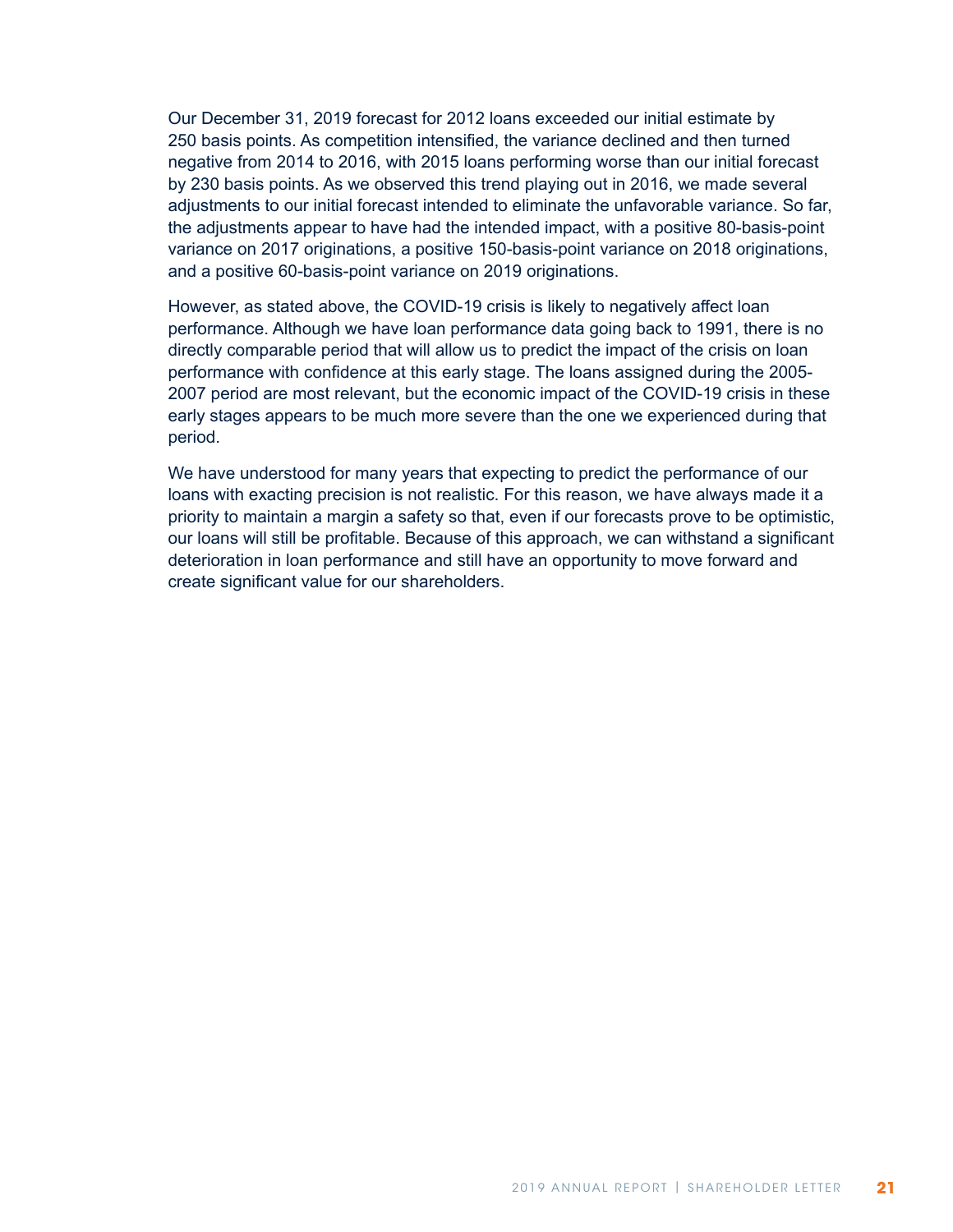Our December 31, 2019 forecast for 2012 loans exceeded our initial estimate by 250 basis points. As competition intensified, the variance declined and then turned negative from 2014 to 2016, with 2015 loans performing worse than our initial forecast by 230 basis points. As we observed this trend playing out in 2016, we made several adjustments to our initial forecast intended to eliminate the unfavorable variance. So far, the adjustments appear to have had the intended impact, with a positive 80-basis-point variance on 2017 originations, a positive 150-basis-point variance on 2018 originations, and a positive 60-basis-point variance on 2019 originations.

However, as stated above, the COVID-19 crisis is likely to negatively affect loan performance. Although we have loan performance data going back to 1991, there is no directly comparable period that will allow us to predict the impact of the crisis on loan performance with confidence at this early stage. The loans assigned during the 2005-2007 period are most relevant, but the economic impact of the COVID-19 crisis in these early stages appears to be much more severe than the one we experienced during that period.

We have understood for many years that expecting to predict the performance of our loans with exacting precision is not realistic. For this reason, we have always made it a priority to maintain a margin a safety so that, even if our forecasts prove to be optimistic, our loans will still be profitable. Because of this approach, we can withstand a significant deterioration in loan performance and still have an opportunity to move forward and create significant value for our shareholders.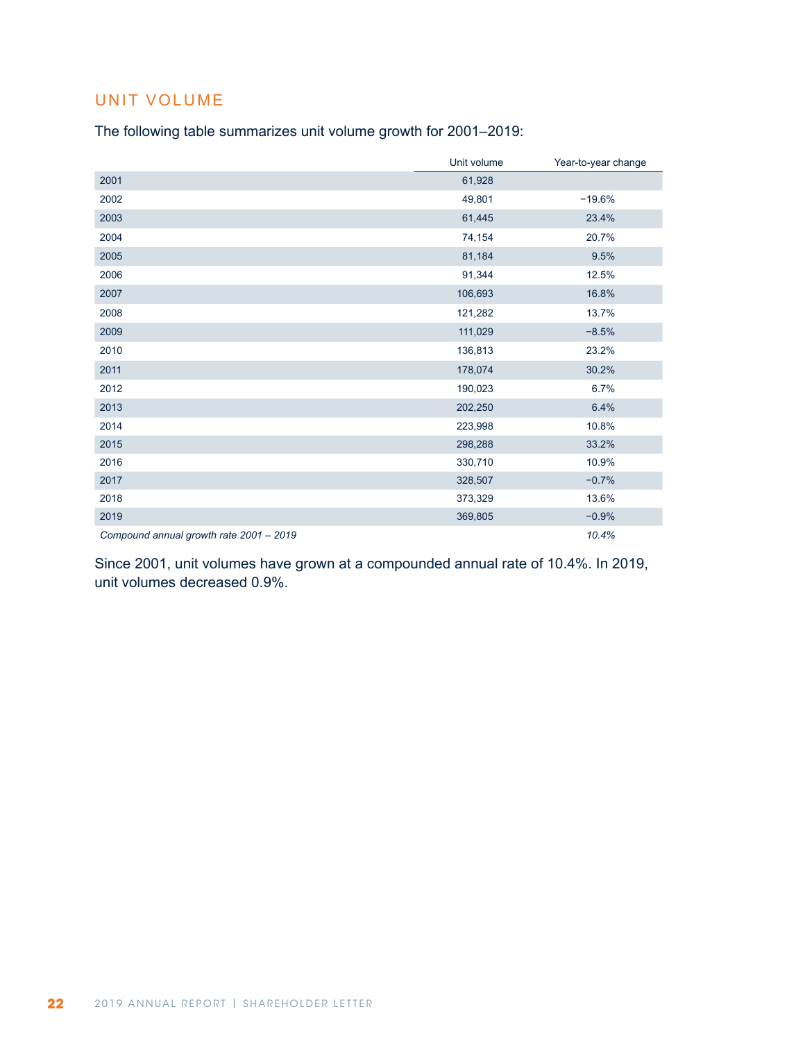## UNIT VOLUME

The following table summarizes unit volume growth for 2001–2019:

| | Unit volume | Year-to-year change |
|---|---|---|
| 2001 | 61,928 | |
| 2002 | 49,801 | −19.6% |
| 2003 | 61,445 | 23.4% |
| 2004 | 74,154 | 20.7% |
| 2005 | 81,184 | 9.5% |
| 2006 | 91,344 | 12.5% |
| 2007 | 106,693 | 16.8% |
| 2008 | 121,282 | 13.7% |
| 2009 | 111,029 | −8.5% |
| 2010 | 136,813 | 23.2% |
| 2011 | 178,074 | 30.2% |
| 2012 | 190,023 | 6.7% |
| 2013 | 202,250 | 6.4% |
| 2014 | 223,998 | 10.8% |
| 2015 | 298,288 | 33.2% |
| 2016 | 330,710 | 10.9% |
| 2017 | 328,507 | −0.7% |
| 2018 | 373,329 | 13.6% |
| 2019 | 369,805 | −0.9% |
| *Compound annual growth rate 2001 – 2019* | | *10.4%* |

Since 2001, unit volumes have grown at a compounded annual rate of 10.4%. In 2019, unit volumes decreased 0.9%.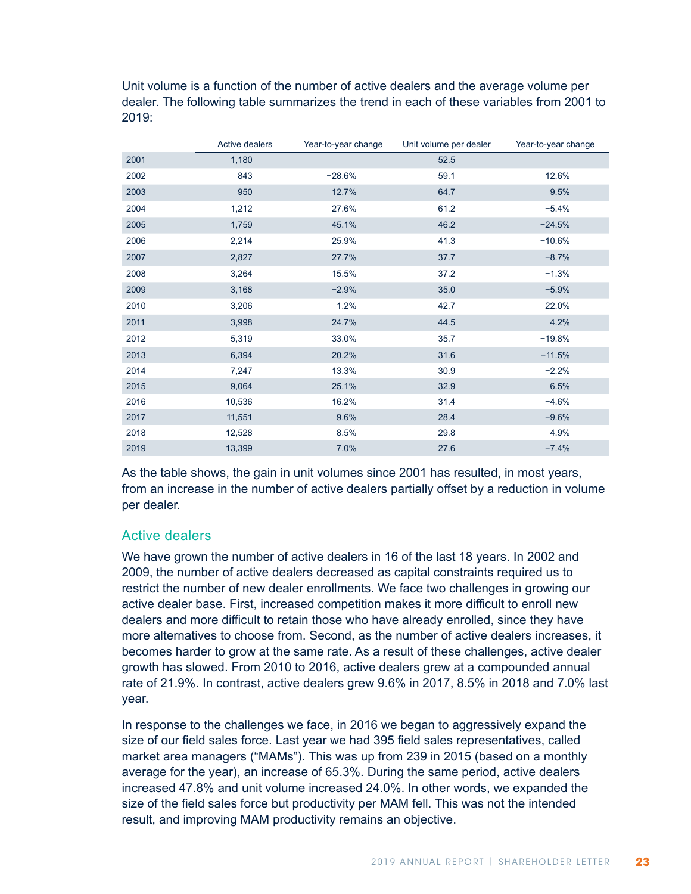Unit volume is a function of the number of active dealers and the average volume per dealer. The following table summarizes the trend in each of these variables from 2001 to 2019:

| | Active dealers | Year-to-year change | Unit volume per dealer | Year-to-year change |
|---|---|---|---|---|
| 2001 | 1,180 | | 52.5 | |
| 2002 | 843 | −28.6% | 59.1 | 12.6% |
| 2003 | 950 | 12.7% | 64.7 | 9.5% |
| 2004 | 1,212 | 27.6% | 61.2 | −5.4% |
| 2005 | 1,759 | 45.1% | 46.2 | −24.5% |
| 2006 | 2,214 | 25.9% | 41.3 | −10.6% |
| 2007 | 2,827 | 27.7% | 37.7 | −8.7% |
| 2008 | 3,264 | 15.5% | 37.2 | −1.3% |
| 2009 | 3,168 | −2.9% | 35.0 | −5.9% |
| 2010 | 3,206 | 1.2% | 42.7 | 22.0% |
| 2011 | 3,998 | 24.7% | 44.5 | 4.2% |
| 2012 | 5,319 | 33.0% | 35.7 | −19.8% |
| 2013 | 6,394 | 20.2% | 31.6 | −11.5% |
| 2014 | 7,247 | 13.3% | 30.9 | −2.2% |
| 2015 | 9,064 | 25.1% | 32.9 | 6.5% |
| 2016 | 10,536 | 16.2% | 31.4 | −4.6% |
| 2017 | 11,551 | 9.6% | 28.4 | −9.6% |
| 2018 | 12,528 | 8.5% | 29.8 | 4.9% |
| 2019 | 13,399 | 7.0% | 27.6 | −7.4% |

As the table shows, the gain in unit volumes since 2001 has resulted, in most years, from an increase in the number of active dealers partially offset by a reduction in volume per dealer.

## Active dealers

We have grown the number of active dealers in 16 of the last 18 years. In 2002 and 2009, the number of active dealers decreased as capital constraints required us to restrict the number of new dealer enrollments. We face two challenges in growing our active dealer base. First, increased competition makes it more difficult to enroll new dealers and more difficult to retain those who have already enrolled, since they have more alternatives to choose from. Second, as the number of active dealers increases, it becomes harder to grow at the same rate. As a result of these challenges, active dealer growth has slowed. From 2010 to 2016, active dealers grew at a compounded annual rate of 21.9%. In contrast, active dealers grew 9.6% in 2017, 8.5% in 2018 and 7.0% last year.

In response to the challenges we face, in 2016 we began to aggressively expand the size of our field sales force. Last year we had 395 field sales representatives, called market area managers ("MAMs"). This was up from 239 in 2015 (based on a monthly average for the year), an increase of 65.3%. During the same period, active dealers increased 47.8% and unit volume increased 24.0%. In other words, we expanded the size of the field sales force but productivity per MAM fell. This was not the intended result, and improving MAM productivity remains an objective.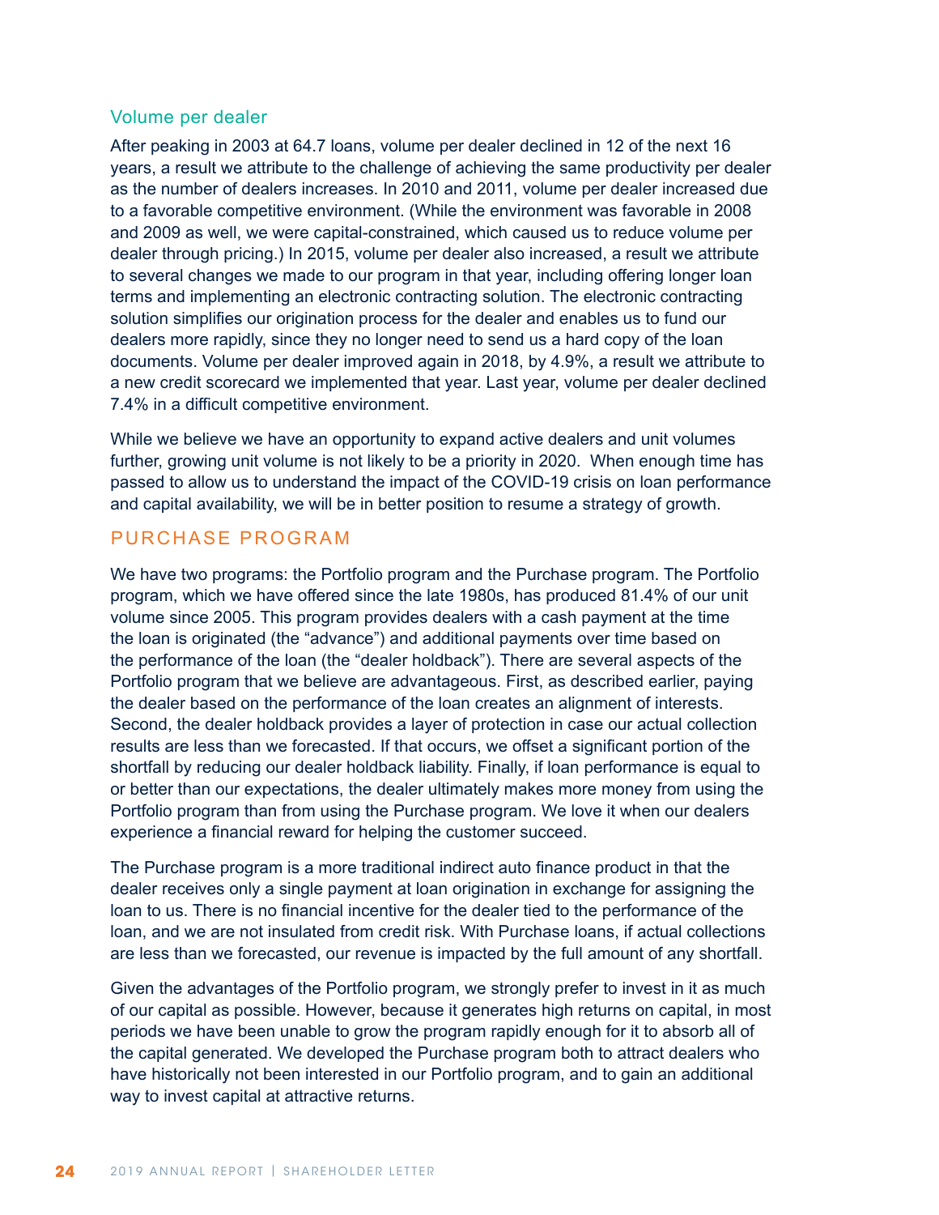### Volume per dealer

After peaking in 2003 at 64.7 loans, volume per dealer declined in 12 of the next 16 years, a result we attribute to the challenge of achieving the same productivity per dealer as the number of dealers increases. In 2010 and 2011, volume per dealer increased due to a favorable competitive environment. (While the environment was favorable in 2008 and 2009 as well, we were capital-constrained, which caused us to reduce volume per dealer through pricing.) In 2015, volume per dealer also increased, a result we attribute to several changes we made to our program in that year, including offering longer loan terms and implementing an electronic contracting solution. The electronic contracting solution simplifies our origination process for the dealer and enables us to fund our dealers more rapidly, since they no longer need to send us a hard copy of the loan documents. Volume per dealer improved again in 2018, by 4.9%, a result we attribute to a new credit scorecard we implemented that year. Last year, volume per dealer declined 7.4% in a difficult competitive environment.

While we believe we have an opportunity to expand active dealers and unit volumes further, growing unit volume is not likely to be a priority in 2020. When enough time has passed to allow us to understand the impact of the COVID-19 crisis on loan performance and capital availability, we will be in better position to resume a strategy of growth.

## PURCHASE PROGRAM

We have two programs: the Portfolio program and the Purchase program. The Portfolio program, which we have offered since the late 1980s, has produced 81.4% of our unit volume since 2005. This program provides dealers with a cash payment at the time the loan is originated (the "advance") and additional payments over time based on the performance of the loan (the "dealer holdback"). There are several aspects of the Portfolio program that we believe are advantageous. First, as described earlier, paying the dealer based on the performance of the loan creates an alignment of interests. Second, the dealer holdback provides a layer of protection in case our actual collection results are less than we forecasted. If that occurs, we offset a significant portion of the shortfall by reducing our dealer holdback liability. Finally, if loan performance is equal to or better than our expectations, the dealer ultimately makes more money from using the Portfolio program than from using the Purchase program. We love it when our dealers experience a financial reward for helping the customer succeed.

The Purchase program is a more traditional indirect auto finance product in that the dealer receives only a single payment at loan origination in exchange for assigning the loan to us. There is no financial incentive for the dealer tied to the performance of the loan, and we are not insulated from credit risk. With Purchase loans, if actual collections are less than we forecasted, our revenue is impacted by the full amount of any shortfall.

Given the advantages of the Portfolio program, we strongly prefer to invest in it as much of our capital as possible. However, because it generates high returns on capital, in most periods we have been unable to grow the program rapidly enough for it to absorb all of the capital generated. We developed the Purchase program both to attract dealers who have historically not been interested in our Portfolio program, and to gain an additional way to invest capital at attractive returns.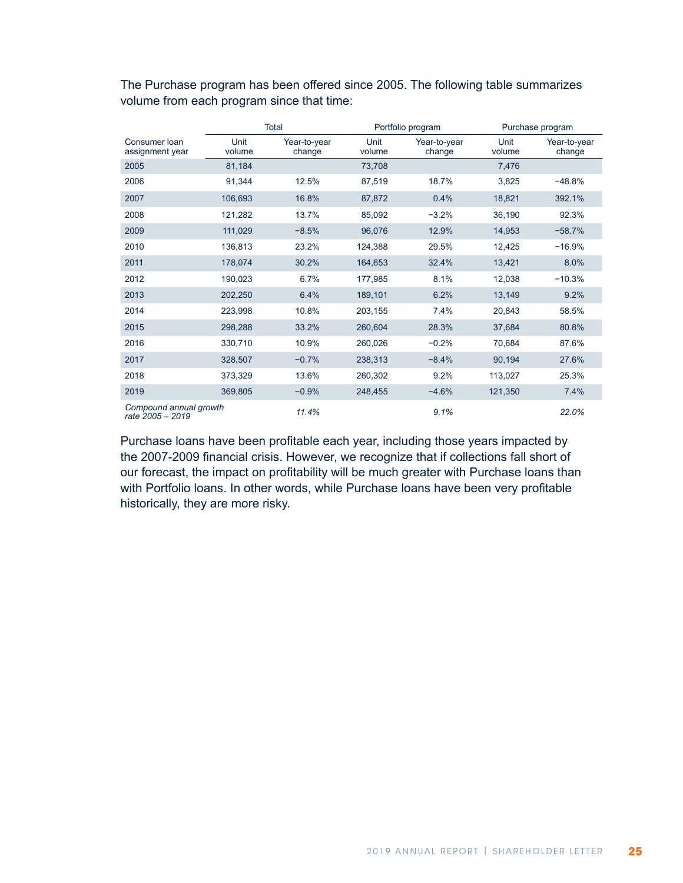The Purchase program has been offered since 2005. The following table summarizes volume from each program since that time:

| | Total | | Portfolio program | | Purchase program | |
|---|---|---|---|---|---|---|
| Consumer loan assignment year | Unit volume | Year-to-year change | Unit volume | Year-to-year change | Unit volume | Year-to-year change |
| 2005 | 81,184 | | 73,708 | | 7,476 | |
| 2006 | 91,344 | 12.5% | 87,519 | 18.7% | 3,825 | −48.8% |
| 2007 | 106,693 | 16.8% | 87,872 | 0.4% | 18,821 | 392.1% |
| 2008 | 121,282 | 13.7% | 85,092 | −3.2% | 36,190 | 92.3% |
| 2009 | 111,029 | −8.5% | 96,076 | 12.9% | 14,953 | −58.7% |
| 2010 | 136,813 | 23.2% | 124,388 | 29.5% | 12,425 | −16.9% |
| 2011 | 178,074 | 30.2% | 164,653 | 32.4% | 13,421 | 8.0% |
| 2012 | 190,023 | 6.7% | 177,985 | 8.1% | 12,038 | −10.3% |
| 2013 | 202,250 | 6.4% | 189,101 | 6.2% | 13,149 | 9.2% |
| 2014 | 223,998 | 10.8% | 203,155 | 7.4% | 20,843 | 58.5% |
| 2015 | 298,288 | 33.2% | 260,604 | 28.3% | 37,684 | 80.8% |
| 2016 | 330,710 | 10.9% | 260,026 | −0.2% | 70,684 | 87.6% |
| 2017 | 328,507 | −0.7% | 238,313 | −8.4% | 90,194 | 27.6% |
| 2018 | 373,329 | 13.6% | 260,302 | 9.2% | 113,027 | 25.3% |
| 2019 | 369,805 | −0.9% | 248,455 | −4.6% | 121,350 | 7.4% |
| *Compound annual growth rate 2005 – 2019* | | *11.4%* | | *9.1%* | | *22.0%* |

Purchase loans have been profitable each year, including those years impacted by the 2007-2009 financial crisis. However, we recognize that if collections fall short of our forecast, the impact on profitability will be much greater with Purchase loans than with Portfolio loans. In other words, while Purchase loans have been very profitable historically, they are more risky.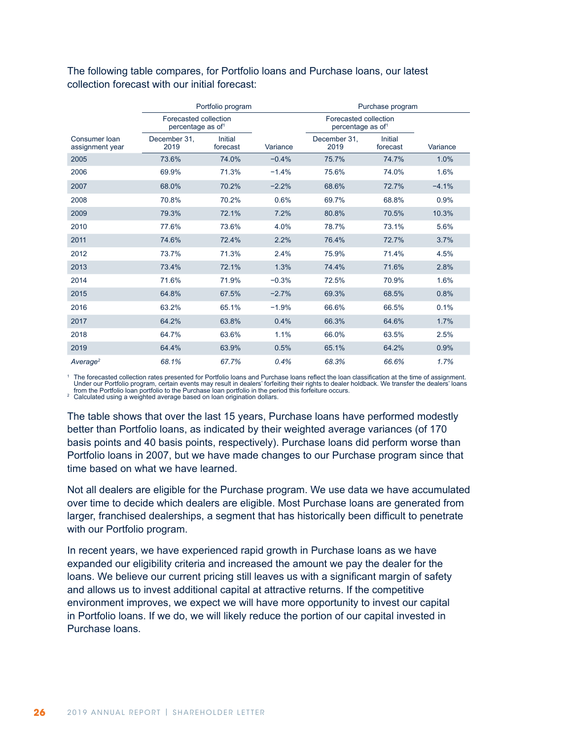The following table compares, for Portfolio loans and Purchase loans, our latest collection forecast with our initial forecast:

| | Portfolio program | | | Purchase program | | |
|---|---|---|---|---|---|---|
| | Forecasted collection percentage as of[1] | | | Forecasted collection percentage as of[1] | | |
| Consumer loan assignment year | December 31, 2019 | Initial forecast | Variance | December 31, 2019 | Initial forecast | Variance |
| 2005 | 73.6% | 74.0% | −0.4% | 75.7% | 74.7% | 1.0% |
| 2006 | 69.9% | 71.3% | −1.4% | 75.6% | 74.0% | 1.6% |
| 2007 | 68.0% | 70.2% | −2.2% | 68.6% | 72.7% | −4.1% |
| 2008 | 70.8% | 70.2% | 0.6% | 69.7% | 68.8% | 0.9% |
| 2009 | 79.3% | 72.1% | 7.2% | 80.8% | 70.5% | 10.3% |
| 2010 | 77.6% | 73.6% | 4.0% | 78.7% | 73.1% | 5.6% |
| 2011 | 74.6% | 72.4% | 2.2% | 76.4% | 72.7% | 3.7% |
| 2012 | 73.7% | 71.3% | 2.4% | 75.9% | 71.4% | 4.5% |
| 2013 | 73.4% | 72.1% | 1.3% | 74.4% | 71.6% | 2.8% |
| 2014 | 71.6% | 71.9% | −0.3% | 72.5% | 70.9% | 1.6% |
| 2015 | 64.8% | 67.5% | −2.7% | 69.3% | 68.5% | 0.8% |
| 2016 | 63.2% | 65.1% | −1.9% | 66.6% | 66.5% | 0.1% |
| 2017 | 64.2% | 63.8% | 0.4% | 66.3% | 64.6% | 1.7% |
| 2018 | 64.7% | 63.6% | 1.1% | 66.0% | 63.5% | 2.5% |
| 2019 | 64.4% | 63.9% | 0.5% | 65.1% | 64.2% | 0.9% |
| *Average[2]* | *68.1%* | *67.7%* | *0.4%* | *68.3%* | *66.6%* | *1.7%* |

[1] The forecasted collection rates presented for Portfolio loans and Purchase loans reflect the loan classification at the time of assignment. Under our Portfolio program, certain events may result in dealers' forfeiting their rights to dealer holdback. We transfer the dealers' loans from the Portfolio loan portfolio to the Purchase loan portfolio in the period this forfeiture occurs.
[2] Calculated using a weighted average based on loan origination dollars.

The table shows that over the last 15 years, Purchase loans have performed modestly better than Portfolio loans, as indicated by their weighted average variances (of 170 basis points and 40 basis points, respectively). Purchase loans did perform worse than Portfolio loans in 2007, but we have made changes to our Purchase program since that time based on what we have learned.

Not all dealers are eligible for the Purchase program. We use data we have accumulated over time to decide which dealers are eligible. Most Purchase loans are generated from larger, franchised dealerships, a segment that has historically been difficult to penetrate with our Portfolio program.

In recent years, we have experienced rapid growth in Purchase loans as we have expanded our eligibility criteria and increased the amount we pay the dealer for the loans. We believe our current pricing still leaves us with a significant margin of safety and allows us to invest additional capital at attractive returns. If the competitive environment improves, we expect we will have more opportunity to invest our capital in Portfolio loans. If we do, we will likely reduce the portion of our capital invested in Purchase loans.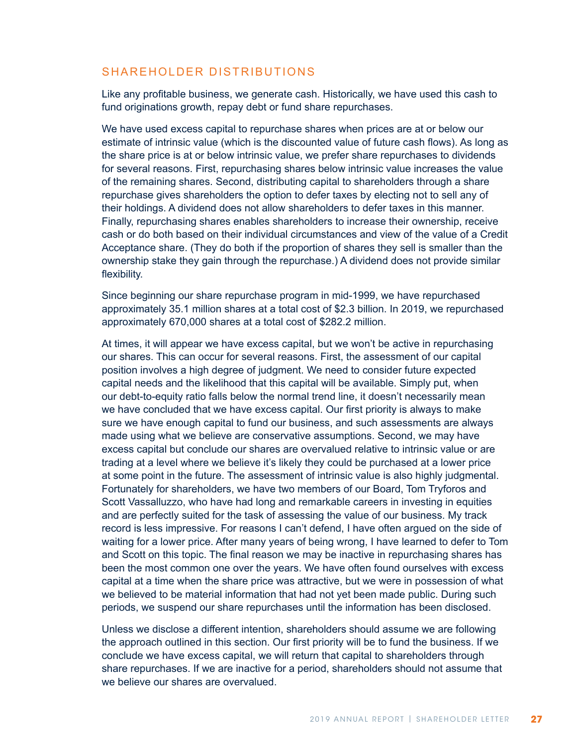## SHAREHOLDER DISTRIBUTIONS

Like any profitable business, we generate cash. Historically, we have used this cash to fund originations growth, repay debt or fund share repurchases.

We have used excess capital to repurchase shares when prices are at or below our estimate of intrinsic value (which is the discounted value of future cash flows). As long as the share price is at or below intrinsic value, we prefer share repurchases to dividends for several reasons. First, repurchasing shares below intrinsic value increases the value of the remaining shares. Second, distributing capital to shareholders through a share repurchase gives shareholders the option to defer taxes by electing not to sell any of their holdings. A dividend does not allow shareholders to defer taxes in this manner. Finally, repurchasing shares enables shareholders to increase their ownership, receive cash or do both based on their individual circumstances and view of the value of a Credit Acceptance share. (They do both if the proportion of shares they sell is smaller than the ownership stake they gain through the repurchase.) A dividend does not provide similar flexibility.

Since beginning our share repurchase program in mid-1999, we have repurchased approximately 35.1 million shares at a total cost of $2.3 billion. In 2019, we repurchased approximately 670,000 shares at a total cost of $282.2 million.

At times, it will appear we have excess capital, but we won't be active in repurchasing our shares. This can occur for several reasons. First, the assessment of our capital position involves a high degree of judgment. We need to consider future expected capital needs and the likelihood that this capital will be available. Simply put, when our debt-to-equity ratio falls below the normal trend line, it doesn't necessarily mean we have concluded that we have excess capital. Our first priority is always to make sure we have enough capital to fund our business, and such assessments are always made using what we believe are conservative assumptions. Second, we may have excess capital but conclude our shares are overvalued relative to intrinsic value or are trading at a level where we believe it's likely they could be purchased at a lower price at some point in the future. The assessment of intrinsic value is also highly judgmental. Fortunately for shareholders, we have two members of our Board, Tom Tryforos and Scott Vassalluzzo, who have had long and remarkable careers in investing in equities and are perfectly suited for the task of assessing the value of our business. My track record is less impressive. For reasons I can't defend, I have often argued on the side of waiting for a lower price. After many years of being wrong, I have learned to defer to Tom and Scott on this topic. The final reason we may be inactive in repurchasing shares has been the most common one over the years. We have often found ourselves with excess capital at a time when the share price was attractive, but we were in possession of what we believed to be material information that had not yet been made public. During such periods, we suspend our share repurchases until the information has been disclosed.

Unless we disclose a different intention, shareholders should assume we are following the approach outlined in this section. Our first priority will be to fund the business. If we conclude we have excess capital, we will return that capital to shareholders through share repurchases. If we are inactive for a period, shareholders should not assume that we believe our shares are overvalued.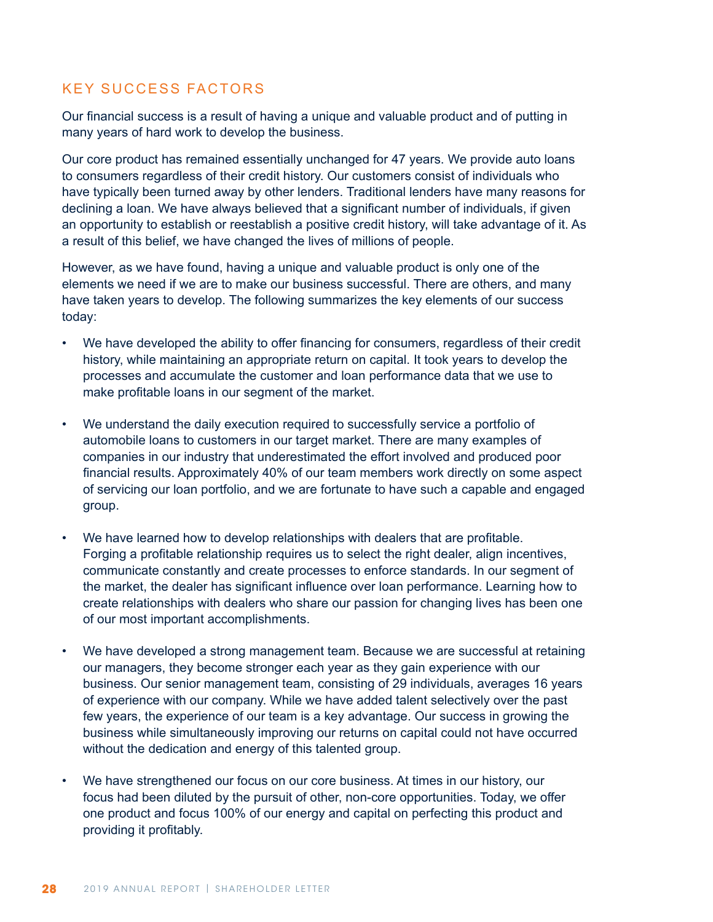## KEY SUCCESS FACTORS

Our financial success is a result of having a unique and valuable product and of putting in many years of hard work to develop the business.

Our core product has remained essentially unchanged for 47 years. We provide auto loans to consumers regardless of their credit history. Our customers consist of individuals who have typically been turned away by other lenders. Traditional lenders have many reasons for declining a loan. We have always believed that a significant number of individuals, if given an opportunity to establish or reestablish a positive credit history, will take advantage of it. As a result of this belief, we have changed the lives of millions of people.

However, as we have found, having a unique and valuable product is only one of the elements we need if we are to make our business successful. There are others, and many have taken years to develop. The following summarizes the key elements of our success today:

- We have developed the ability to offer financing for consumers, regardless of their credit history, while maintaining an appropriate return on capital. It took years to develop the processes and accumulate the customer and loan performance data that we use to make profitable loans in our segment of the market.
- We understand the daily execution required to successfully service a portfolio of automobile loans to customers in our target market. There are many examples of companies in our industry that underestimated the effort involved and produced poor financial results. Approximately 40% of our team members work directly on some aspect of servicing our loan portfolio, and we are fortunate to have such a capable and engaged group.
- We have learned how to develop relationships with dealers that are profitable. Forging a profitable relationship requires us to select the right dealer, align incentives, communicate constantly and create processes to enforce standards. In our segment of the market, the dealer has significant influence over loan performance. Learning how to create relationships with dealers who share our passion for changing lives has been one of our most important accomplishments.
- We have developed a strong management team. Because we are successful at retaining our managers, they become stronger each year as they gain experience with our business. Our senior management team, consisting of 29 individuals, averages 16 years of experience with our company. While we have added talent selectively over the past few years, the experience of our team is a key advantage. Our success in growing the business while simultaneously improving our returns on capital could not have occurred without the dedication and energy of this talented group.
- We have strengthened our focus on our core business. At times in our history, our focus had been diluted by the pursuit of other, non-core opportunities. Today, we offer one product and focus 100% of our energy and capital on perfecting this product and providing it profitably.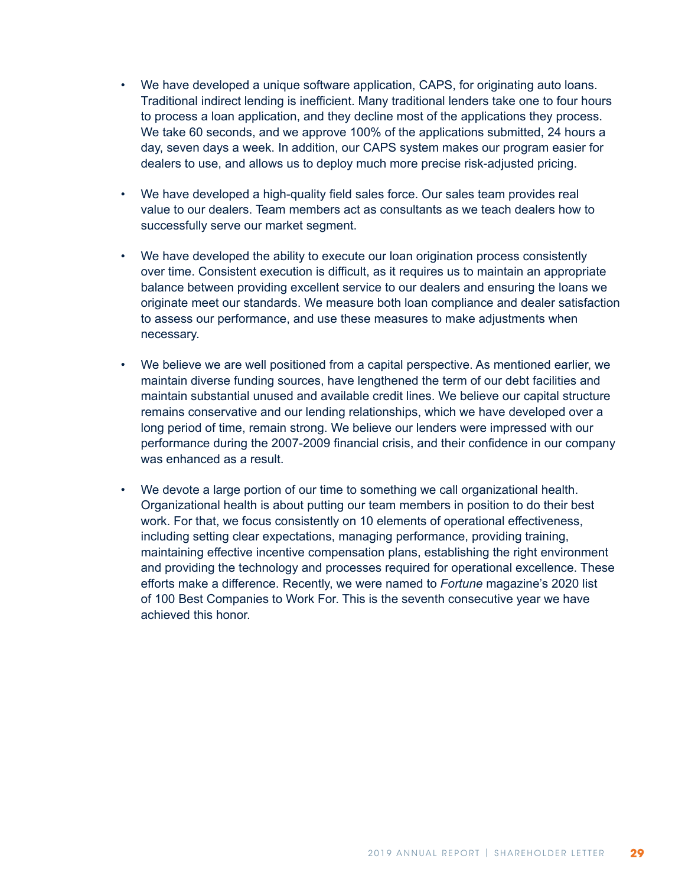- We have developed a unique software application, CAPS, for originating auto loans. Traditional indirect lending is inefficient. Many traditional lenders take one to four hours to process a loan application, and they decline most of the applications they process. We take 60 seconds, and we approve 100% of the applications submitted, 24 hours a day, seven days a week. In addition, our CAPS system makes our program easier for dealers to use, and allows us to deploy much more precise risk-adjusted pricing.

- We have developed a high-quality field sales force. Our sales team provides real value to our dealers. Team members act as consultants as we teach dealers how to successfully serve our market segment.

- We have developed the ability to execute our loan origination process consistently over time. Consistent execution is difficult, as it requires us to maintain an appropriate balance between providing excellent service to our dealers and ensuring the loans we originate meet our standards. We measure both loan compliance and dealer satisfaction to assess our performance, and use these measures to make adjustments when necessary.

- We believe we are well positioned from a capital perspective. As mentioned earlier, we maintain diverse funding sources, have lengthened the term of our debt facilities and maintain substantial unused and available credit lines. We believe our capital structure remains conservative and our lending relationships, which we have developed over a long period of time, remain strong. We believe our lenders were impressed with our performance during the 2007-2009 financial crisis, and their confidence in our company was enhanced as a result.

- We devote a large portion of our time to something we call organizational health. Organizational health is about putting our team members in position to do their best work. For that, we focus consistently on 10 elements of operational effectiveness, including setting clear expectations, managing performance, providing training, maintaining effective incentive compensation plans, establishing the right environment and providing the technology and processes required for operational excellence. These efforts make a difference. Recently, we were named to *Fortune* magazine's 2020 list of 100 Best Companies to Work For. This is the seventh consecutive year we have achieved this honor.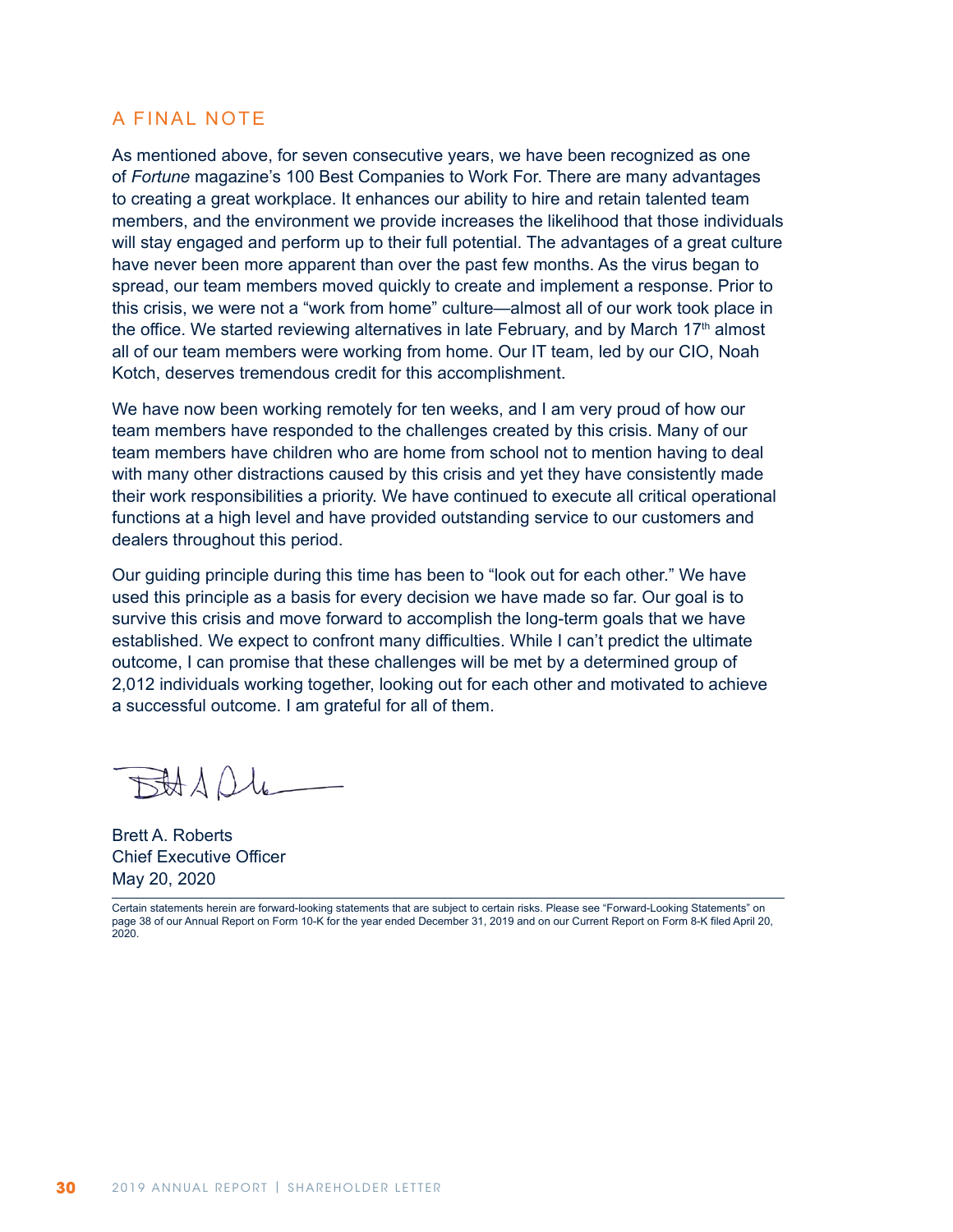## A FINAL NOTE

As mentioned above, for seven consecutive years, we have been recognized as one of *Fortune* magazine's 100 Best Companies to Work For. There are many advantages to creating a great workplace. It enhances our ability to hire and retain talented team members, and the environment we provide increases the likelihood that those individuals will stay engaged and perform up to their full potential. The advantages of a great culture have never been more apparent than over the past few months. As the virus began to spread, our team members moved quickly to create and implement a response. Prior to this crisis, we were not a "work from home" culture—almost all of our work took place in the office. We started reviewing alternatives in late February, and by March 17th almost all of our team members were working from home. Our IT team, led by our CIO, Noah Kotch, deserves tremendous credit for this accomplishment.

We have now been working remotely for ten weeks, and I am very proud of how our team members have responded to the challenges created by this crisis. Many of our team members have children who are home from school not to mention having to deal with many other distractions caused by this crisis and yet they have consistently made their work responsibilities a priority. We have continued to execute all critical operational functions at a high level and have provided outstanding service to our customers and dealers throughout this period.

Our guiding principle during this time has been to "look out for each other." We have used this principle as a basis for every decision we have made so far. Our goal is to survive this crisis and move forward to accomplish the long-term goals that we have established. We expect to confront many difficulties. While I can't predict the ultimate outcome, I can promise that these challenges will be met by a determined group of 2,012 individuals working together, looking out for each other and motivated to achieve a successful outcome. I am grateful for all of them.

Brett A. Roberts
Chief Executive Officer
May 20, 2020

Certain statements herein are forward-looking statements that are subject to certain risks. Please see "Forward-Looking Statements" on page 38 of our Annual Report on Form 10-K for the year ended December 31, 2019 and on our Current Report on Form 8-K filed April 20, 2020.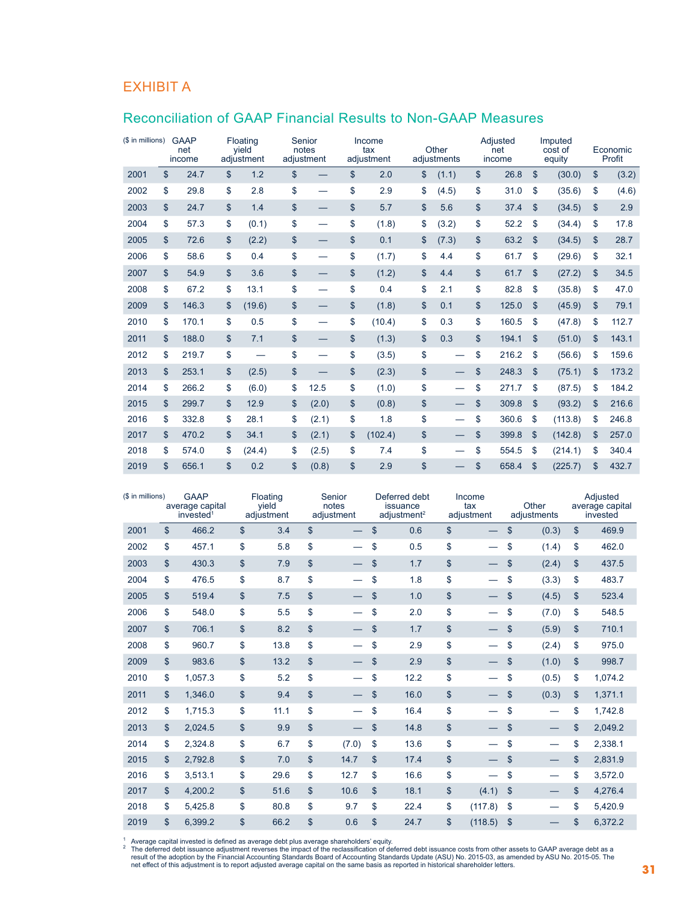# EXHIBIT A

## Reconciliation of GAAP Financial Results to Non-GAAP Measures

| ($ in millions) | GAAP net income | Floating yield adjustment | Senior notes adjustment | Income tax adjustment | Other adjustments | Adjusted net income | Imputed cost of equity | Economic Profit |
|---|---|---|---|---|---|---|---|---|
| 2001 | $ 24.7 | $ 1.2 | $ — | $ 2.0 | $ (1.1) | $ 26.8 | $ (30.0) | $ (3.2) |
| 2002 | $ 29.8 | $ 2.8 | $ — | $ 2.9 | $ (4.5) | $ 31.0 | $ (35.6) | $ (4.6) |
| 2003 | $ 24.7 | $ 1.4 | $ — | $ 5.7 | $ 5.6 | $ 37.4 | $ (34.5) | $ 2.9 |
| 2004 | $ 57.3 | $ (0.1) | $ — | $ (1.8) | $ (3.2) | $ 52.2 | $ (34.4) | $ 17.8 |
| 2005 | $ 72.6 | $ (2.2) | $ — | $ 0.1 | $ (7.3) | $ 63.2 | $ (34.5) | $ 28.7 |
| 2006 | $ 58.6 | $ 0.4 | $ — | $ (1.7) | $ 4.4 | $ 61.7 | $ (29.6) | $ 32.1 |
| 2007 | $ 54.9 | $ 3.6 | $ — | $ (1.2) | $ 4.4 | $ 61.7 | $ (27.2) | $ 34.5 |
| 2008 | $ 67.2 | $ 13.1 | $ — | $ 0.4 | $ 2.1 | $ 82.8 | $ (35.8) | $ 47.0 |
| 2009 | $ 146.3 | $ (19.6) | $ — | $ (1.8) | $ 0.1 | $ 125.0 | $ (45.9) | $ 79.1 |
| 2010 | $ 170.1 | $ 0.5 | $ — | $ (10.4) | $ 0.3 | $ 160.5 | $ (47.8) | $ 112.7 |
| 2011 | $ 188.0 | $ 7.1 | $ — | $ (1.3) | $ 0.3 | $ 194.1 | $ (51.0) | $ 143.1 |
| 2012 | $ 219.7 | $ — | $ — | $ (3.5) | $ — | $ 216.2 | $ (56.6) | $ 159.6 |
| 2013 | $ 253.1 | $ (2.5) | $ — | $ (2.3) | $ — | $ 248.3 | $ (75.1) | $ 173.2 |
| 2014 | $ 266.2 | $ (6.0) | $ 12.5 | $ (1.0) | $ — | $ 271.7 | $ (87.5) | $ 184.2 |
| 2015 | $ 299.7 | $ 12.9 | $ (2.0) | $ (0.8) | $ — | $ 309.8 | $ (93.2) | $ 216.6 |
| 2016 | $ 332.8 | $ 28.1 | $ (2.1) | $ 1.8 | $ — | $ 360.6 | $ (113.8) | $ 246.8 |
| 2017 | $ 470.2 | $ 34.1 | $ (2.1) | $ (102.4) | $ — | $ 399.8 | $ (142.8) | $ 257.0 |
| 2018 | $ 574.0 | $ (24.4) | $ (2.5) | $ 7.4 | $ — | $ 554.5 | $ (214.1) | $ 340.4 |
| 2019 | $ 656.1 | $ 0.2 | $ (0.8) | $ 2.9 | $ — | $ 658.4 | $ (225.7) | $ 432.7 |

| ($ in millions) | GAAP average capital invested[1] | Floating yield adjustment | Senior notes adjustment | Deferred debt issuance adjustment[2] | Income tax adjustment | Other adjustments | Adjusted average capital invested |
|---|---|---|---|---|---|---|---|
| 2001 | $ 466.2 | $ 3.4 | $ — | $ 0.6 | $ — | $ (0.3) | $ 469.9 |
| 2002 | $ 457.1 | $ 5.8 | $ — | $ 0.5 | $ — | $ (1.4) | $ 462.0 |
| 2003 | $ 430.3 | $ 7.9 | $ — | $ 1.7 | $ — | $ (2.4) | $ 437.5 |
| 2004 | $ 476.5 | $ 8.7 | $ — | $ 1.8 | $ — | $ (3.3) | $ 483.7 |
| 2005 | $ 519.4 | $ 7.5 | $ — | $ 1.0 | $ — | $ (4.5) | $ 523.4 |
| 2006 | $ 548.0 | $ 5.5 | $ — | $ 2.0 | $ — | $ (7.0) | $ 548.5 |
| 2007 | $ 706.1 | $ 8.2 | $ — | $ 1.7 | $ — | $ (5.9) | $ 710.1 |
| 2008 | $ 960.7 | $ 13.8 | $ — | $ 2.9 | $ — | $ (2.4) | $ 975.0 |
| 2009 | $ 983.6 | $ 13.2 | $ — | $ 2.9 | $ — | $ (1.0) | $ 998.7 |
| 2010 | $ 1,057.3 | $ 5.2 | $ — | $ 12.2 | $ — | $ (0.5) | $ 1,074.2 |
| 2011 | $ 1,346.0 | $ 9.4 | $ — | $ 16.0 | $ — | $ (0.3) | $ 1,371.1 |
| 2012 | $ 1,715.3 | $ 11.1 | $ — | $ 16.4 | $ — | $ — | $ 1,742.8 |
| 2013 | $ 2,024.5 | $ 9.9 | $ — | $ 14.8 | $ — | $ — | $ 2,049.2 |
| 2014 | $ 2,324.8 | $ 6.7 | $ (7.0) | $ 13.6 | $ — | $ — | $ 2,338.1 |
| 2015 | $ 2,792.8 | $ 7.0 | $ 14.7 | $ 17.4 | $ — | $ — | $ 2,831.9 |
| 2016 | $ 3,513.1 | $ 29.6 | $ 12.7 | $ 16.6 | $ — | $ — | $ 3,572.0 |
| 2017 | $ 4,200.2 | $ 51.6 | $ 10.6 | $ 18.1 | $ (4.1) | $ — | $ 4,276.4 |
| 2018 | $ 5,425.8 | $ 80.8 | $ 9.7 | $ 22.4 | $ (117.8) | $ — | $ 5,420.9 |
| 2019 | $ 6,399.2 | $ 66.2 | $ 0.6 | $ 24.7 | $ (118.5) | $ — | $ 6,372.2 |

[1] Average capital invested is defined as average debt plus average shareholders' equity.

[2] The deferred debt issuance adjustment reverses the impact of the reclassification of deferred debt issuance costs from other assets to GAAP average debt as a result of the adoption by the Financial Accounting Standards Board of Accounting Standards Update (ASU) No. 2015-03, as amended by ASU No. 2015-05. The net effect of this adjustment is to report adjusted average capital on the same basis as reported in historical shareholder letters.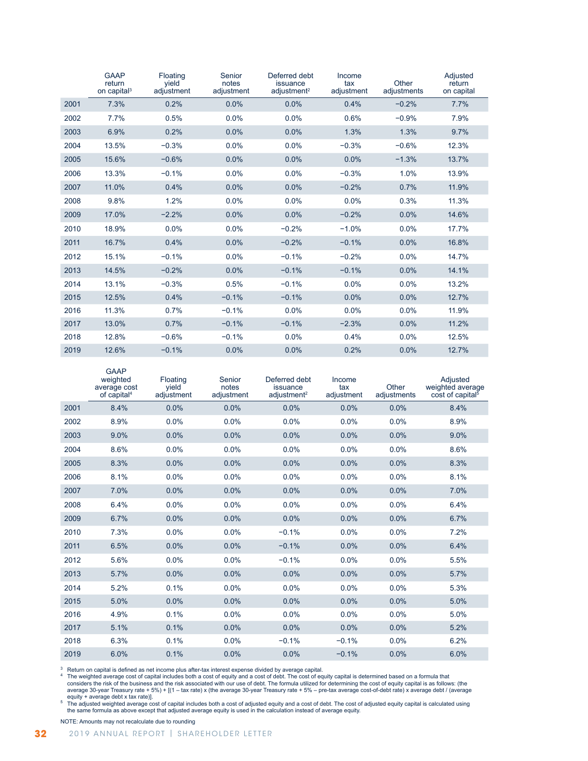| | GAAP return on capital[3] | Floating yield adjustment | Senior notes adjustment | Deferred debt issuance adjustment[2] | Income tax adjustment | Other adjustments | Adjusted return on capital |
|---|---|---|---|---|---|---|---|
| 2001 | 7.3% | 0.2% | 0.0% | 0.0% | 0.4% | −0.2% | 7.7% |
| 2002 | 7.7% | 0.5% | 0.0% | 0.0% | 0.6% | −0.9% | 7.9% |
| 2003 | 6.9% | 0.2% | 0.0% | 0.0% | 1.3% | 1.3% | 9.7% |
| 2004 | 13.5% | −0.3% | 0.0% | 0.0% | −0.3% | −0.6% | 12.3% |
| 2005 | 15.6% | −0.6% | 0.0% | 0.0% | 0.0% | −1.3% | 13.7% |
| 2006 | 13.3% | −0.1% | 0.0% | 0.0% | −0.3% | 1.0% | 13.9% |
| 2007 | 11.0% | 0.4% | 0.0% | 0.0% | −0.2% | 0.7% | 11.9% |
| 2008 | 9.8% | 1.2% | 0.0% | 0.0% | 0.0% | 0.3% | 11.3% |
| 2009 | 17.0% | −2.2% | 0.0% | 0.0% | −0.2% | 0.0% | 14.6% |
| 2010 | 18.9% | 0.0% | 0.0% | −0.2% | −1.0% | 0.0% | 17.7% |
| 2011 | 16.7% | 0.4% | 0.0% | −0.2% | −0.1% | 0.0% | 16.8% |
| 2012 | 15.1% | −0.1% | 0.0% | −0.1% | −0.2% | 0.0% | 14.7% |
| 2013 | 14.5% | −0.2% | 0.0% | −0.1% | −0.1% | 0.0% | 14.1% |
| 2014 | 13.1% | −0.3% | 0.5% | −0.1% | 0.0% | 0.0% | 13.2% |
| 2015 | 12.5% | 0.4% | −0.1% | −0.1% | 0.0% | 0.0% | 12.7% |
| 2016 | 11.3% | 0.7% | −0.1% | 0.0% | 0.0% | 0.0% | 11.9% |
| 2017 | 13.0% | 0.7% | −0.1% | −0.1% | −2.3% | 0.0% | 11.2% |
| 2018 | 12.8% | −0.6% | −0.1% | 0.0% | 0.4% | 0.0% | 12.5% |
| 2019 | 12.6% | −0.1% | 0.0% | 0.0% | 0.2% | 0.0% | 12.7% |

| | GAAP weighted average cost of capital[4] | Floating yield adjustment | Senior notes adjustment | Deferred debt issuance adjustment[2] | Income tax adjustment | Other adjustments | Adjusted weighted average cost of capital[5] |
|---|---|---|---|---|---|---|---|
| 2001 | 8.4% | 0.0% | 0.0% | 0.0% | 0.0% | 0.0% | 8.4% |
| 2002 | 8.9% | 0.0% | 0.0% | 0.0% | 0.0% | 0.0% | 8.9% |
| 2003 | 9.0% | 0.0% | 0.0% | 0.0% | 0.0% | 0.0% | 9.0% |
| 2004 | 8.6% | 0.0% | 0.0% | 0.0% | 0.0% | 0.0% | 8.6% |
| 2005 | 8.3% | 0.0% | 0.0% | 0.0% | 0.0% | 0.0% | 8.3% |
| 2006 | 8.1% | 0.0% | 0.0% | 0.0% | 0.0% | 0.0% | 8.1% |
| 2007 | 7.0% | 0.0% | 0.0% | 0.0% | 0.0% | 0.0% | 7.0% |
| 2008 | 6.4% | 0.0% | 0.0% | 0.0% | 0.0% | 0.0% | 6.4% |
| 2009 | 6.7% | 0.0% | 0.0% | 0.0% | 0.0% | 0.0% | 6.7% |
| 2010 | 7.3% | 0.0% | 0.0% | −0.1% | 0.0% | 0.0% | 7.2% |
| 2011 | 6.5% | 0.0% | 0.0% | −0.1% | 0.0% | 0.0% | 6.4% |
| 2012 | 5.6% | 0.0% | 0.0% | −0.1% | 0.0% | 0.0% | 5.5% |
| 2013 | 5.7% | 0.0% | 0.0% | 0.0% | 0.0% | 0.0% | 5.7% |
| 2014 | 5.2% | 0.1% | 0.0% | 0.0% | 0.0% | 0.0% | 5.3% |
| 2015 | 5.0% | 0.0% | 0.0% | 0.0% | 0.0% | 0.0% | 5.0% |
| 2016 | 4.9% | 0.1% | 0.0% | 0.0% | 0.0% | 0.0% | 5.0% |
| 2017 | 5.1% | 0.1% | 0.0% | 0.0% | 0.0% | 0.0% | 5.2% |
| 2018 | 6.3% | 0.1% | 0.0% | −0.1% | −0.1% | 0.0% | 6.2% |
| 2019 | 6.0% | 0.1% | 0.0% | 0.0% | −0.1% | 0.0% | 6.0% |

[3] Return on capital is defined as net income plus after-tax interest expense divided by average capital.

[4] The weighted average cost of capital includes both a cost of equity and a cost of debt. The cost of equity capital is determined based on a formula that considers the risk of the business and the risk associated with our use of debt. The formula utilized for determining the cost of equity capital is as follows: (the average 30-year Treasury rate + 5%) + [(1 – tax rate) x (the average 30-year Treasury rate + 5% – pre-tax average cost-of-debt rate) x average debt / (average equity + average debt x tax rate)].

[5] The adjusted weighted average cost of capital includes both a cost of adjusted equity and a cost of debt. The cost of adjusted equity capital is calculated using the same formula as above except that adjusted average equity is used in the calculation instead of average equity.

NOTE: Amounts may not recalculate due to rounding